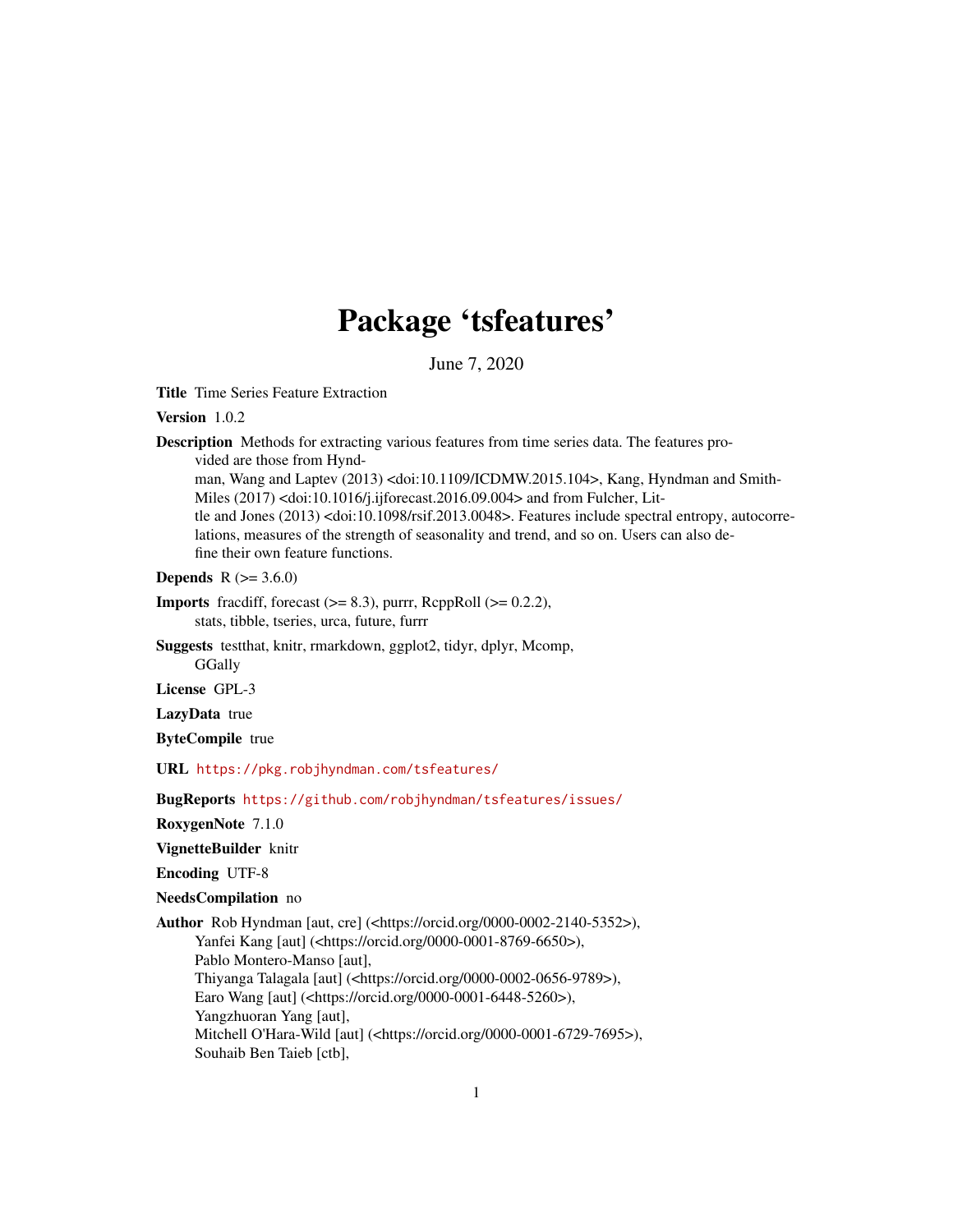# Package 'tsfeatures'

June 7, 2020

**Title** Time Series Feature Extraction

**Version** 1.0.2

**Description** Methods for extracting various features from time series data. The features provided are those from Hyndman, Wang and Laptev (2013) <doi:10.1109/ICDMW.2015.104>, Kang, Hyndman and Smith-Miles (2017) <doi:10.1016/j.ijforecast.2016.09.004> and from Fulcher, Little and Jones (2013) <doi:10.1098/rsif.2013.0048>. Features include spectral entropy, autocorrelations, measures of the strength of seasonality and trend, and so on. Users can also define their own feature functions.

**Depends** R (>= 3.6.0)

**Imports** fracdiff, forecast (>= 8.3), purrr, RcppRoll (>= 0.2.2), stats, tibble, tseries, urca, future, furrr

**Suggests** testthat, knitr, rmarkdown, ggplot2, tidyr, dplyr, Mcomp, GGally

**License** GPL-3

**LazyData** true

**ByteCompile** true

**URL** https://pkg.robjhyndman.com/tsfeatures/

**BugReports** https://github.com/robjhyndman/tsfeatures/issues/

**RoxygenNote** 7.1.0

**VignetteBuilder** knitr

**Encoding** UTF-8

**NeedsCompilation** no

**Author** Rob Hyndman [aut, cre] (<https://orcid.org/0000-0002-2140-5352>),
Yanfei Kang [aut] (<https://orcid.org/0000-0001-8769-6650>),
Pablo Montero-Manso [aut],
Thiyanga Talagala [aut] (<https://orcid.org/0000-0002-0656-9789>),
Earo Wang [aut] (<https://orcid.org/0000-0001-6448-5260>),
Yangzhuoran Yang [aut],
Mitchell O'Hara-Wild [aut] (<https://orcid.org/0000-0001-6729-7695>),
Souhaib Ben Taieb [ctb],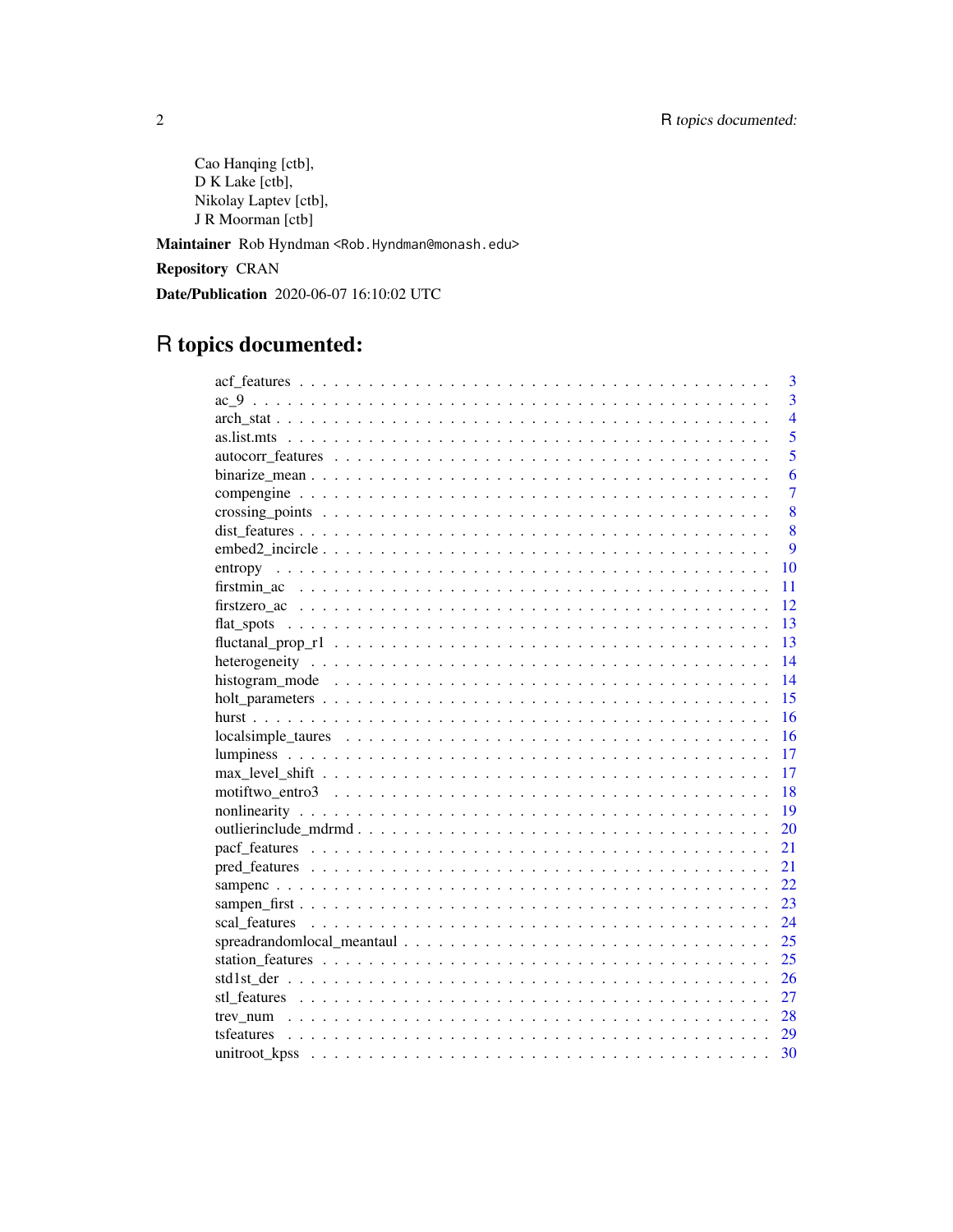Cao Hanqing [ctb],
D K Lake [ctb],
Nikolay Laptev [ctb],
J R Moorman [ctb]

**Maintainer** Rob Hyndman <Rob.Hyndman@monash.edu>

**Repository** CRAN

**Date/Publication** 2020-06-07 16:10:02 UTC

# R topics documented:

| | |
|---|---|
| acf_features | 3 |
| ac_9 | 3 |
| arch_stat | 4 |
| as.list.mts | 5 |
| autocorr_features | 5 |
| binarize_mean | 6 |
| compengine | 7 |
| crossing_points | 8 |
| dist_features | 8 |
| embed2_incircle | 9 |
| entropy | 10 |
| firstmin_ac | 11 |
| firstzero_ac | 12 |
| flat_spots | 13 |
| fluctanal_prop_r1 | 13 |
| heterogeneity | 14 |
| histogram_mode | 14 |
| holt_parameters | 15 |
| hurst | 16 |
| localsimple_taures | 16 |
| lumpiness | 17 |
| max_level_shift | 17 |
| motiftwo_entro3 | 18 |
| nonlinearity | 19 |
| outlierinclude_mdrmd | 20 |
| pacf_features | 21 |
| pred_features | 21 |
| sampenc | 22 |
| sampen_first | 23 |
| scal_features | 24 |
| spreadrandomlocal_meantaul | 25 |
| station_features | 25 |
| std1st_der | 26 |
| stl_features | 27 |
| trev_num | 28 |
| tsfeatures | 29 |
| unitroot_kpss | 30 |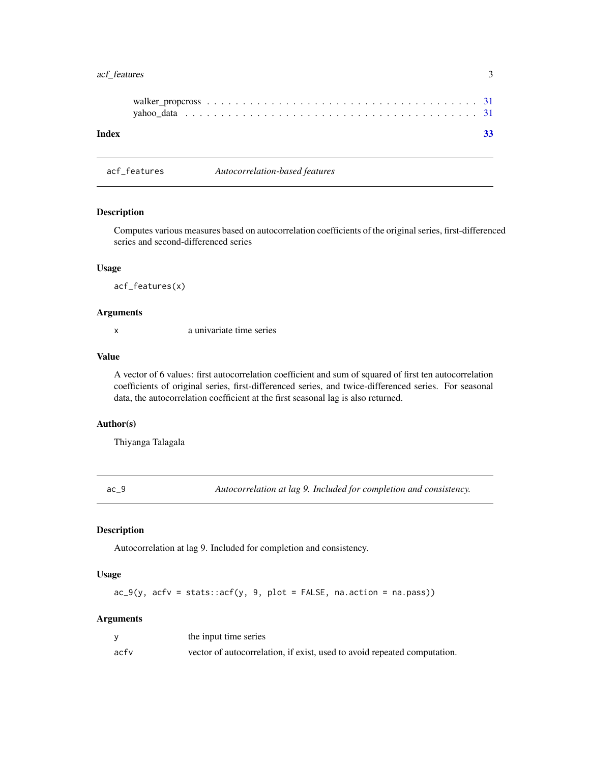walker_propcross . . . . . . . . . . . . . . . . . . . . . . . . . . . . . . . . . . . . 31
yahoo_data . . . . . . . . . . . . . . . . . . . . . . . . . . . . . . . . . . . . . . . 31

**Index** **33**

---

## acf_features — *Autocorrelation-based features*

### Description

Computes various measures based on autocorrelation coefficients of the original series, first-differenced series and second-differenced series

### Usage

```
acf_features(x)
```

### Arguments

| | |
|---|---|
| x | a univariate time series |

### Value

A vector of 6 values: first autocorrelation coefficient and sum of squared of first ten autocorrelation coefficients of original series, first-differenced series, and twice-differenced series. For seasonal data, the autocorrelation coefficient at the first seasonal lag is also returned.

### Author(s)

Thiyanga Talagala

---

## ac_9 — *Autocorrelation at lag 9. Included for completion and consistency.*

### Description

Autocorrelation at lag 9. Included for completion and consistency.

### Usage

```
ac_9(y, acfv = stats::acf(y, 9, plot = FALSE, na.action = na.pass))
```

### Arguments

| | |
|---|---|
| y | the input time series |
| acfv | vector of autocorrelation, if exist, used to avoid repeated computation. |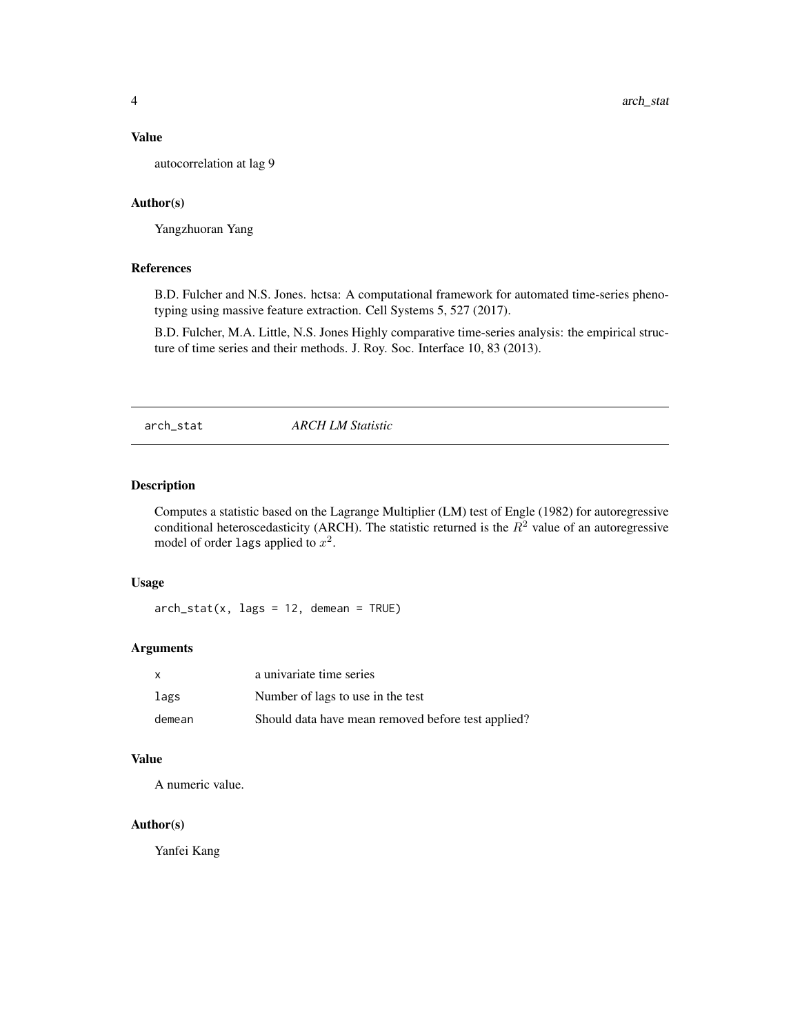## Value

autocorrelation at lag 9

## Author(s)

Yangzhuoran Yang

## References

B.D. Fulcher and N.S. Jones. hctsa: A computational framework for automated time-series phenotyping using massive feature extraction. Cell Systems 5, 527 (2017).

B.D. Fulcher, M.A. Little, N.S. Jones Highly comparative time-series analysis: the empirical structure of time series and their methods. J. Roy. Soc. Interface 10, 83 (2013).

---

# arch_stat *ARCH LM Statistic*

---

## Description

Computes a statistic based on the Lagrange Multiplier (LM) test of Engle (1982) for autoregressive conditional heteroscedasticity (ARCH). The statistic returned is the $R^2$ value of an autoregressive model of order `lags` applied to $x^2$.

## Usage

```
arch_stat(x, lags = 12, demean = TRUE)
```

## Arguments

| | |
|---|---|
| `x` | a univariate time series |
| `lags` | Number of lags to use in the test |
| `demean` | Should data have mean removed before test applied? |

## Value

A numeric value.

## Author(s)

Yanfei Kang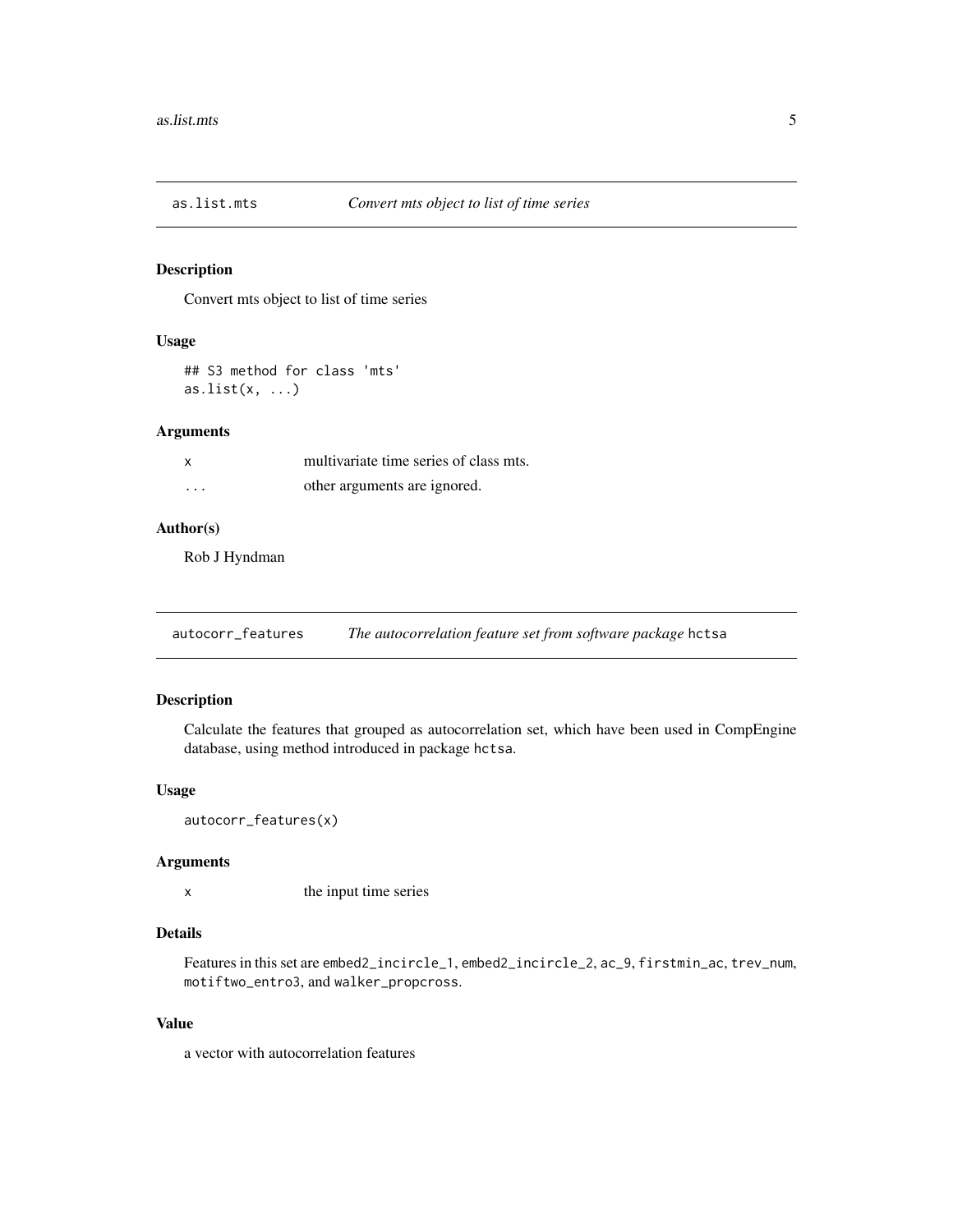## as.list.mts — *Convert mts object to list of time series*

### Description

Convert mts object to list of time series

### Usage

```
## S3 method for class 'mts'
as.list(x, ...)
```

### Arguments

| | |
|---|---|
| x | multivariate time series of class mts. |
| ... | other arguments are ignored. |

### Author(s)

Rob J Hyndman

## autocorr_features — *The autocorrelation feature set from software package* `hctsa`

### Description

Calculate the features that grouped as autocorrelation set, which have been used in CompEngine database, using method introduced in package `hctsa`.

### Usage

```
autocorr_features(x)
```

### Arguments

| | |
|---|---|
| x | the input time series |

### Details

Features in this set are `embed2_incircle_1`, `embed2_incircle_2`, `ac_9`, `firstmin_ac`, `trev_num`, `motiftwo_entro3`, and `walker_propcross`.

### Value

a vector with autocorrelation features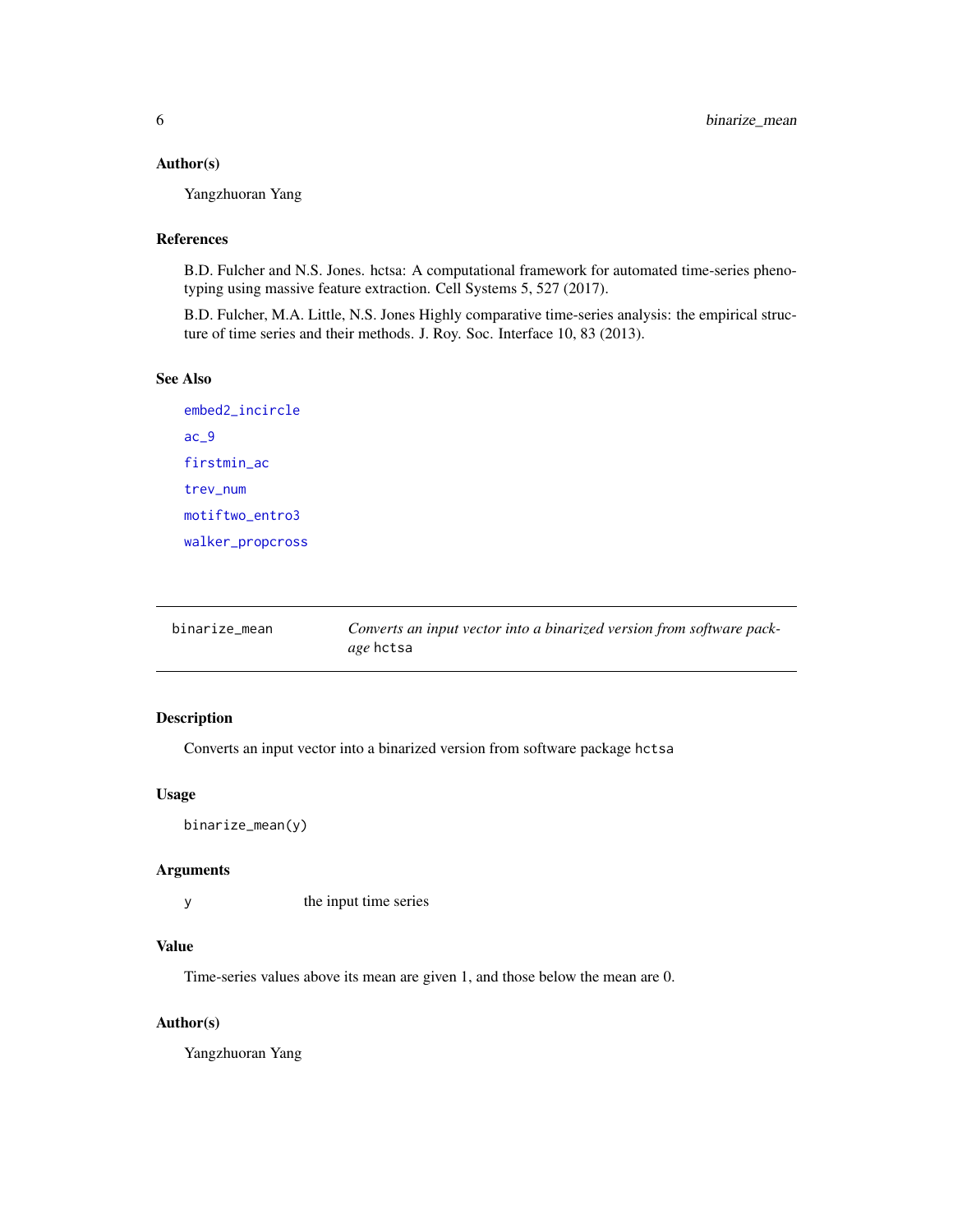### Author(s)

Yangzhuoran Yang

### References

B.D. Fulcher and N.S. Jones. hctsa: A computational framework for automated time-series phenotyping using massive feature extraction. Cell Systems 5, 527 (2017).

B.D. Fulcher, M.A. Little, N.S. Jones Highly comparative time-series analysis: the empirical structure of time series and their methods. J. Roy. Soc. Interface 10, 83 (2013).

### See Also

embed2_incircle

ac_9

firstmin_ac

trev_num

motiftwo_entro3

walker_propcross

---

## binarize_mean — *Converts an input vector into a binarized version from software package* hctsa

---

### Description

Converts an input vector into a binarized version from software package hctsa

### Usage

```
binarize_mean(y)
```

### Arguments

| | |
|---|---|
| y | the input time series |

### Value

Time-series values above its mean are given 1, and those below the mean are 0.

### Author(s)

Yangzhuoran Yang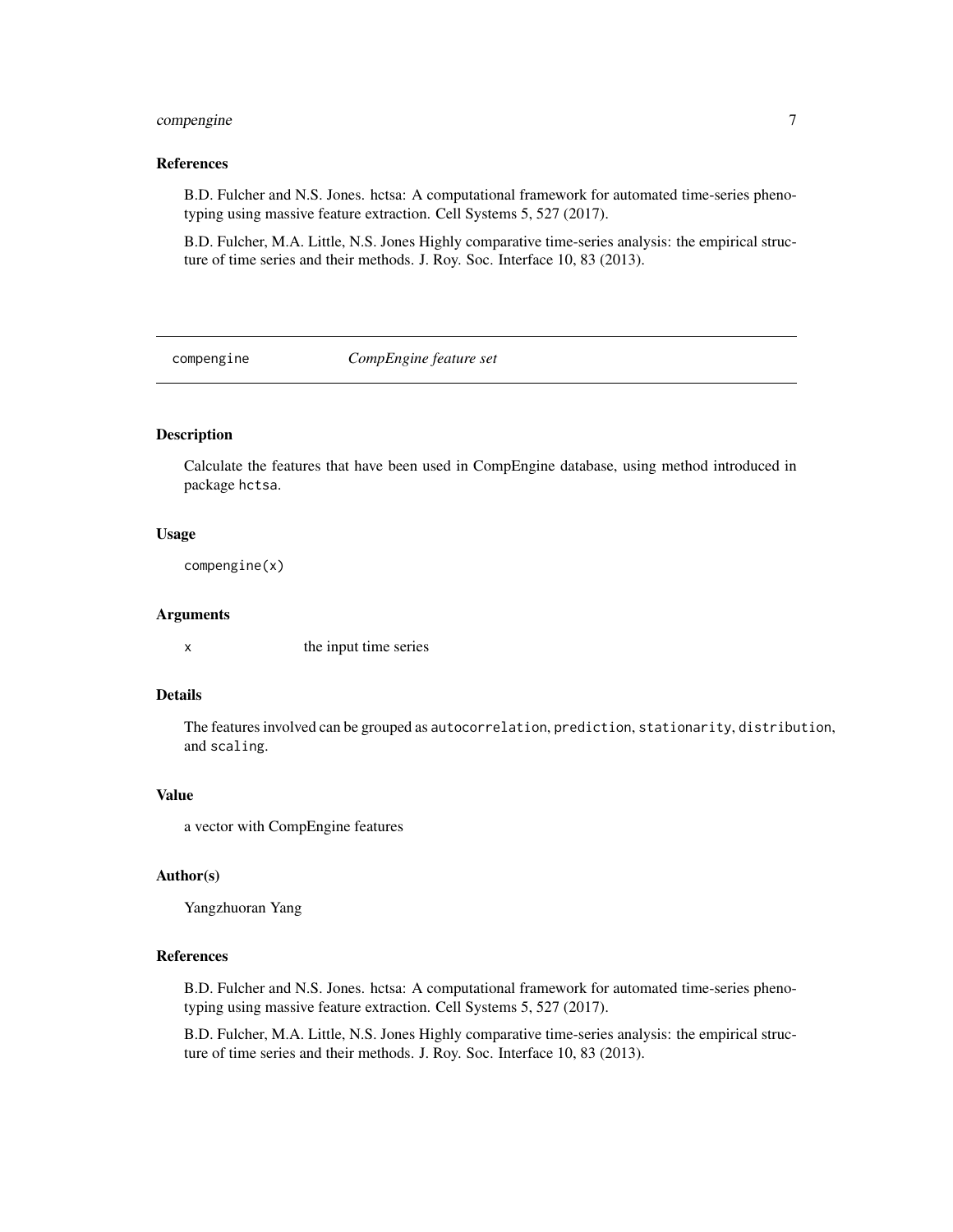## References

B.D. Fulcher and N.S. Jones. hctsa: A computational framework for automated time-series phenotyping using massive feature extraction. Cell Systems 5, 527 (2017).

B.D. Fulcher, M.A. Little, N.S. Jones Highly comparative time-series analysis: the empirical structure of time series and their methods. J. Roy. Soc. Interface 10, 83 (2013).

---

# compengine — *CompEngine feature set*

---

## Description

Calculate the features that have been used in CompEngine database, using method introduced in package `hctsa`.

## Usage

```
compengine(x)
```

## Arguments

| | |
|---|---|
| `x` | the input time series |

## Details

The features involved can be grouped as `autocorrelation`, `prediction`, `stationarity`, `distribution`, and `scaling`.

## Value

a vector with CompEngine features

## Author(s)

Yangzhuoran Yang

## References

B.D. Fulcher and N.S. Jones. hctsa: A computational framework for automated time-series phenotyping using massive feature extraction. Cell Systems 5, 527 (2017).

B.D. Fulcher, M.A. Little, N.S. Jones Highly comparative time-series analysis: the empirical structure of time series and their methods. J. Roy. Soc. Interface 10, 83 (2013).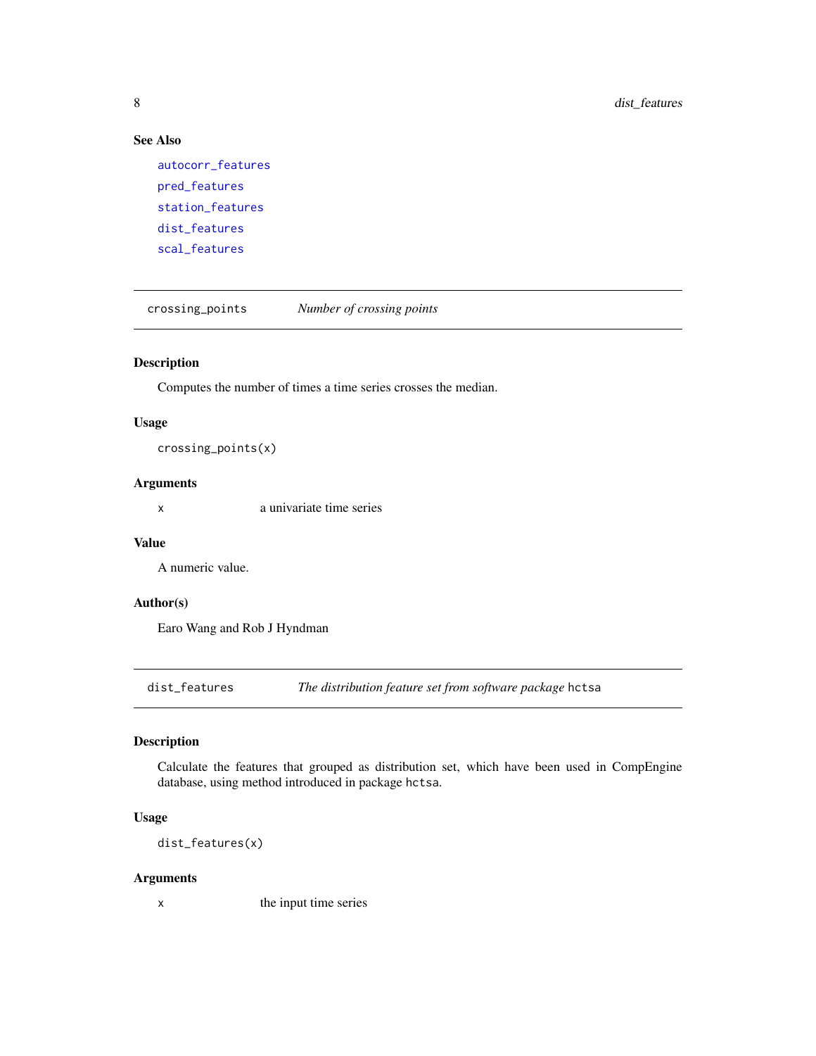### See Also

autocorr_features

pred_features

station_features

dist_features

scal_features

---

## crossing_points — *Number of crossing points*

### Description

Computes the number of times a time series crosses the median.

### Usage

```
crossing_points(x)
```

### Arguments

| | |
|---|---|
| x | a univariate time series |

### Value

A numeric value.

### Author(s)

Earo Wang and Rob J Hyndman

---

## dist_features — *The distribution feature set from software package* hctsa

### Description

Calculate the features that grouped as distribution set, which have been used in CompEngine database, using method introduced in package hctsa.

### Usage

```
dist_features(x)
```

### Arguments

| | |
|---|---|
| x | the input time series |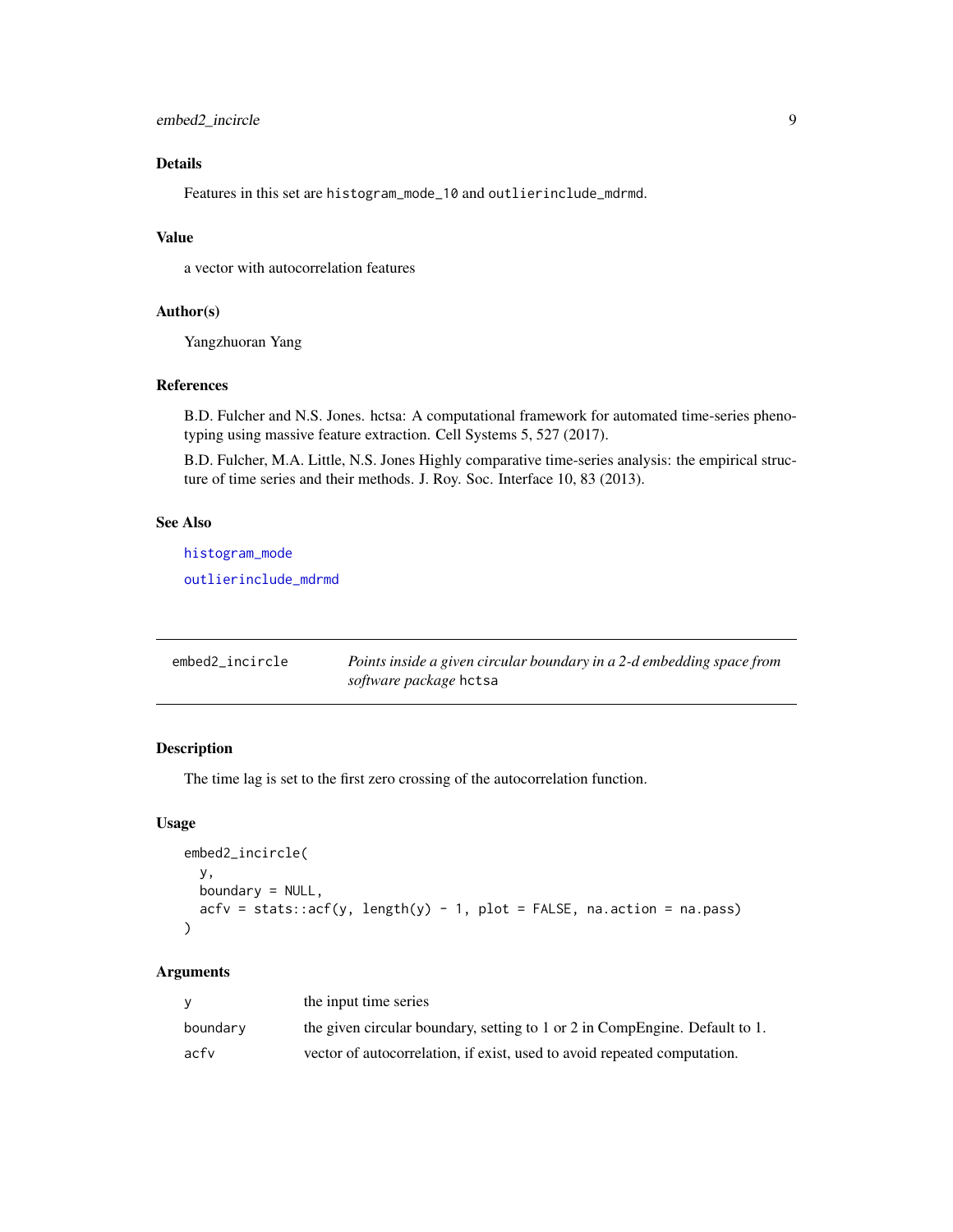### Details

Features in this set are histogram_mode_10 and outlierinclude_mdrmd.

### Value

a vector with autocorrelation features

### Author(s)

Yangzhuoran Yang

### References

B.D. Fulcher and N.S. Jones. hctsa: A computational framework for automated time-series phenotyping using massive feature extraction. Cell Systems 5, 527 (2017).

B.D. Fulcher, M.A. Little, N.S. Jones Highly comparative time-series analysis: the empirical structure of time series and their methods. J. Roy. Soc. Interface 10, 83 (2013).

### See Also

histogram_mode

outlierinclude_mdrmd

---

## embed2_incircle — *Points inside a given circular boundary in a 2-d embedding space from software package* hctsa

### Description

The time lag is set to the first zero crossing of the autocorrelation function.

### Usage

```
embed2_incircle(
  y,
  boundary = NULL,
  acfv = stats::acf(y, length(y) - 1, plot = FALSE, na.action = na.pass)
)
```

### Arguments

| | |
|---|---|
| y | the input time series |
| boundary | the given circular boundary, setting to 1 or 2 in CompEngine. Default to 1. |
| acfv | vector of autocorrelation, if exist, used to avoid repeated computation. |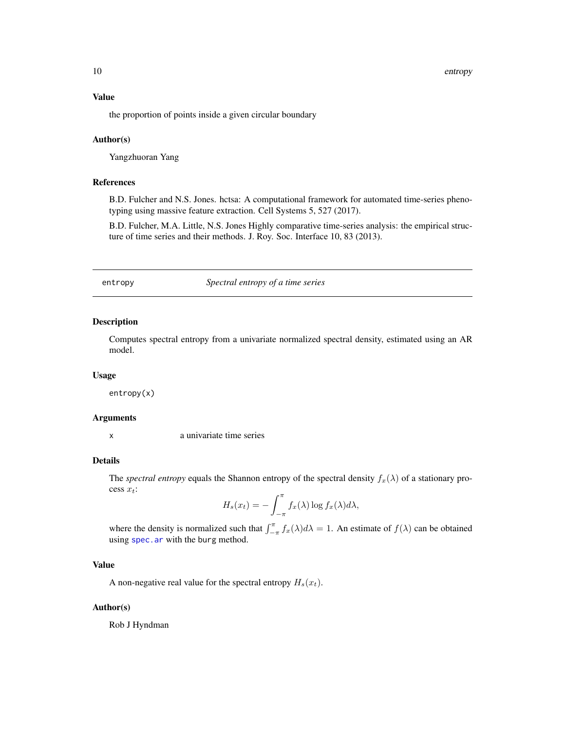### Value

the proportion of points inside a given circular boundary

### Author(s)

Yangzhuoran Yang

### References

B.D. Fulcher and N.S. Jones. hctsa: A computational framework for automated time-series phenotyping using massive feature extraction. Cell Systems 5, 527 (2017).

B.D. Fulcher, M.A. Little, N.S. Jones Highly comparative time-series analysis: the empirical structure of time series and their methods. J. Roy. Soc. Interface 10, 83 (2013).

---

## entropy — *Spectral entropy of a time series*

---

### Description

Computes spectral entropy from a univariate normalized spectral density, estimated using an AR model.

### Usage

```
entropy(x)
```

### Arguments

| | |
|---|---|
| x | a univariate time series |

### Details

The *spectral entropy* equals the Shannon entropy of the spectral density $f_x(\lambda)$ of a stationary process $x_t$:

$$H_s(x_t) = -\int_{-\pi}^{\pi} f_x(\lambda) \log f_x(\lambda) d\lambda,$$

where the density is normalized such that $\int_{-\pi}^{\pi} f_x(\lambda) d\lambda = 1$. An estimate of $f(\lambda)$ can be obtained using `spec.ar` with the `burg` method.

### Value

A non-negative real value for the spectral entropy $H_s(x_t)$.

### Author(s)

Rob J Hyndman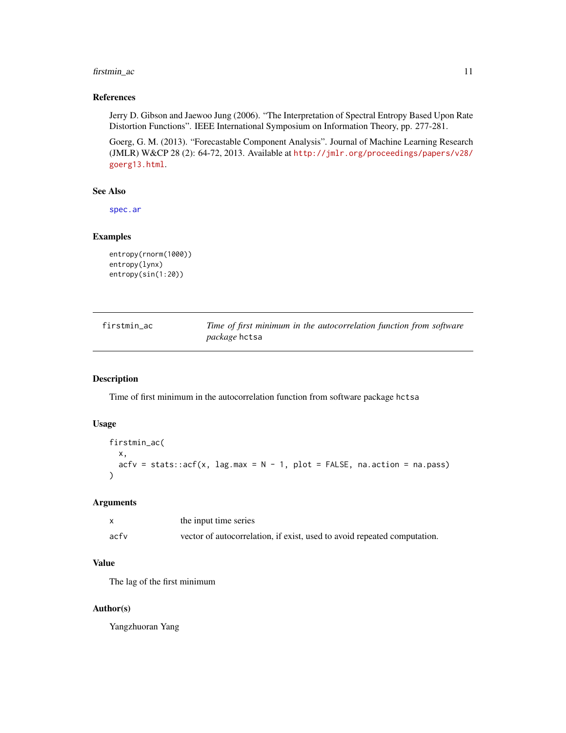### References

Jerry D. Gibson and Jaewoo Jung (2006). "The Interpretation of Spectral Entropy Based Upon Rate Distortion Functions". IEEE International Symposium on Information Theory, pp. 277-281.

Goerg, G. M. (2013). "Forecastable Component Analysis". Journal of Machine Learning Research (JMLR) W&CP 28 (2): 64-72, 2013. Available at http://jmlr.org/proceedings/papers/v28/goerg13.html.

### See Also

spec.ar

### Examples

```
entropy(rnorm(1000))
entropy(lynx)
entropy(sin(1:20))
```

---

## firstmin_ac — *Time of first minimum in the autocorrelation function from software package* hctsa

### Description

Time of first minimum in the autocorrelation function from software package hctsa

### Usage

```
firstmin_ac(
  x,
  acfv = stats::acf(x, lag.max = N - 1, plot = FALSE, na.action = na.pass)
)
```

### Arguments

| | |
|---|---|
| x | the input time series |
| acfv | vector of autocorrelation, if exist, used to avoid repeated computation. |

### Value

The lag of the first minimum

### Author(s)

Yangzhuoran Yang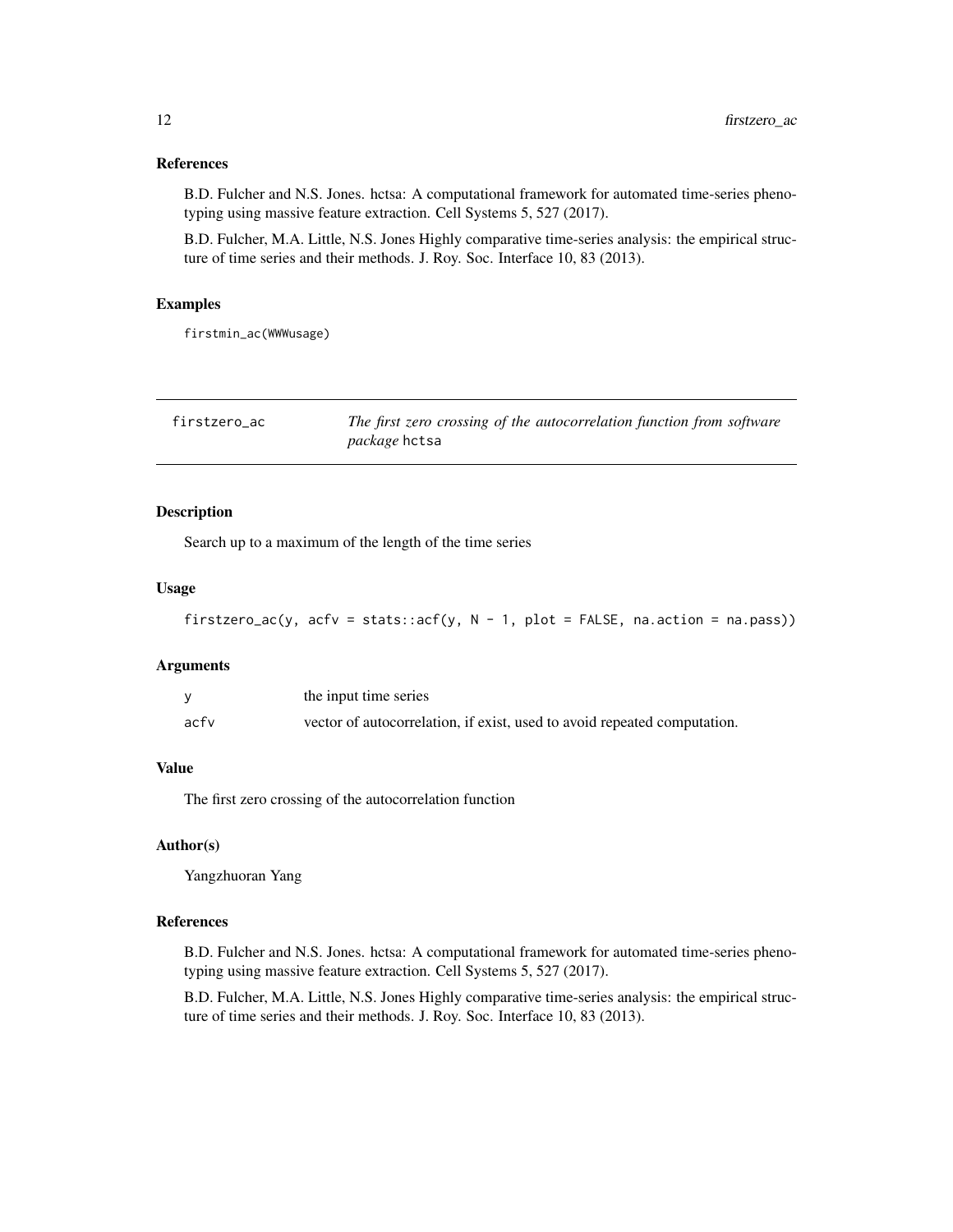### References

B.D. Fulcher and N.S. Jones. hctsa: A computational framework for automated time-series phenotyping using massive feature extraction. Cell Systems 5, 527 (2017).

B.D. Fulcher, M.A. Little, N.S. Jones Highly comparative time-series analysis: the empirical structure of time series and their methods. J. Roy. Soc. Interface 10, 83 (2013).

### Examples

```
firstmin_ac(WWWusage)
```

---

## firstzero_ac — *The first zero crossing of the autocorrelation function from software package* hctsa

---

### Description

Search up to a maximum of the length of the time series

### Usage

```
firstzero_ac(y, acfv = stats::acf(y, N - 1, plot = FALSE, na.action = na.pass))
```

### Arguments

| | |
|---|---|
| y | the input time series |
| acfv | vector of autocorrelation, if exist, used to avoid repeated computation. |

### Value

The first zero crossing of the autocorrelation function

### Author(s)

Yangzhuoran Yang

### References

B.D. Fulcher and N.S. Jones. hctsa: A computational framework for automated time-series phenotyping using massive feature extraction. Cell Systems 5, 527 (2017).

B.D. Fulcher, M.A. Little, N.S. Jones Highly comparative time-series analysis: the empirical structure of time series and their methods. J. Roy. Soc. Interface 10, 83 (2013).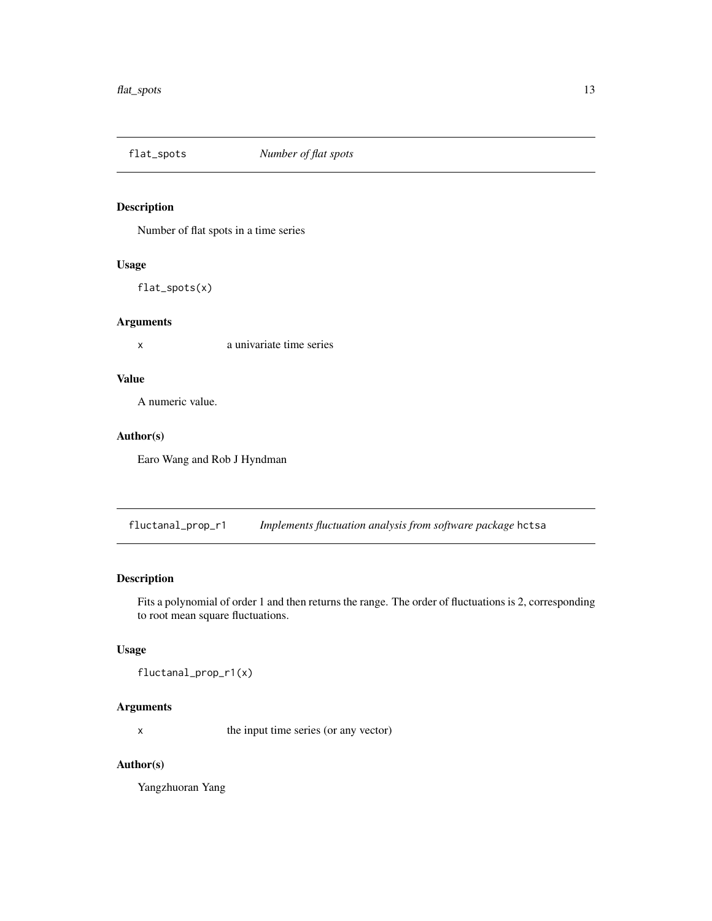## flat_spots *Number of flat spots*

### Description

Number of flat spots in a time series

### Usage

```
flat_spots(x)
```

### Arguments

x a univariate time series

### Value

A numeric value.

### Author(s)

Earo Wang and Rob J Hyndman

## fluctanal_prop_r1 *Implements fluctuation analysis from software package* hctsa

### Description

Fits a polynomial of order 1 and then returns the range. The order of fluctuations is 2, corresponding to root mean square fluctuations.

### Usage

```
fluctanal_prop_r1(x)
```

### Arguments

x the input time series (or any vector)

### Author(s)

Yangzhuoran Yang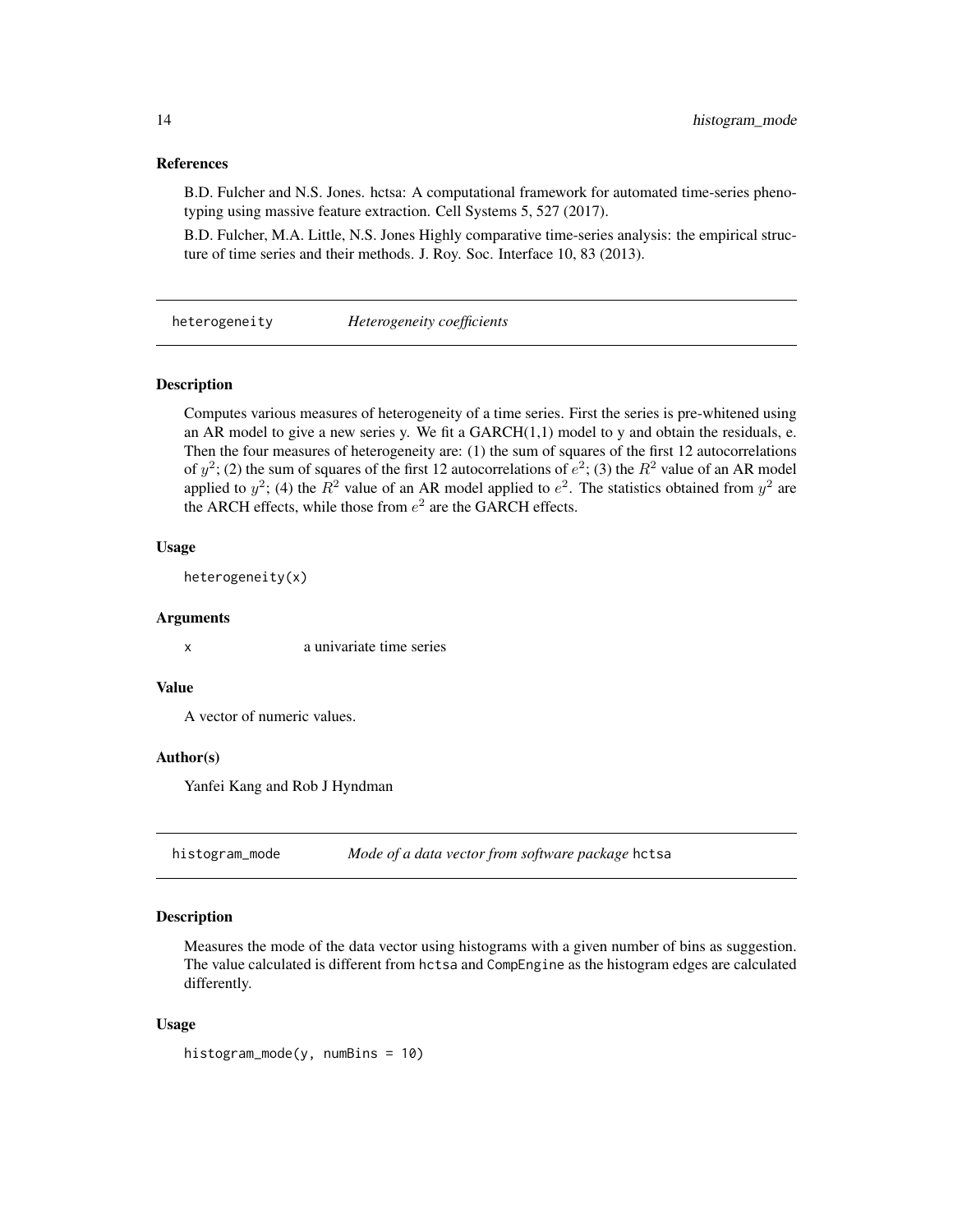### References

B.D. Fulcher and N.S. Jones. hctsa: A computational framework for automated time-series phenotyping using massive feature extraction. Cell Systems 5, 527 (2017).

B.D. Fulcher, M.A. Little, N.S. Jones Highly comparative time-series analysis: the empirical structure of time series and their methods. J. Roy. Soc. Interface 10, 83 (2013).

## heterogeneity — *Heterogeneity coefficients*

### Description

Computes various measures of heterogeneity of a time series. First the series is pre-whitened using an AR model to give a new series y. We fit a GARCH(1,1) model to y and obtain the residuals, e. Then the four measures of heterogeneity are: (1) the sum of squares of the first 12 autocorrelations of $y^2$; (2) the sum of squares of the first 12 autocorrelations of $e^2$; (3) the $R^2$ value of an AR model applied to $y^2$; (4) the $R^2$ value of an AR model applied to $e^2$. The statistics obtained from $y^2$ are the ARCH effects, while those from $e^2$ are the GARCH effects.

### Usage

```
heterogeneity(x)
```

### Arguments

`x` a univariate time series

### Value

A vector of numeric values.

### Author(s)

Yanfei Kang and Rob J Hyndman

## histogram_mode — *Mode of a data vector from software package* `hctsa`

### Description

Measures the mode of the data vector using histograms with a given number of bins as suggestion. The value calculated is different from `hctsa` and `CompEngine` as the histogram edges are calculated differently.

### Usage

```
histogram_mode(y, numBins = 10)
```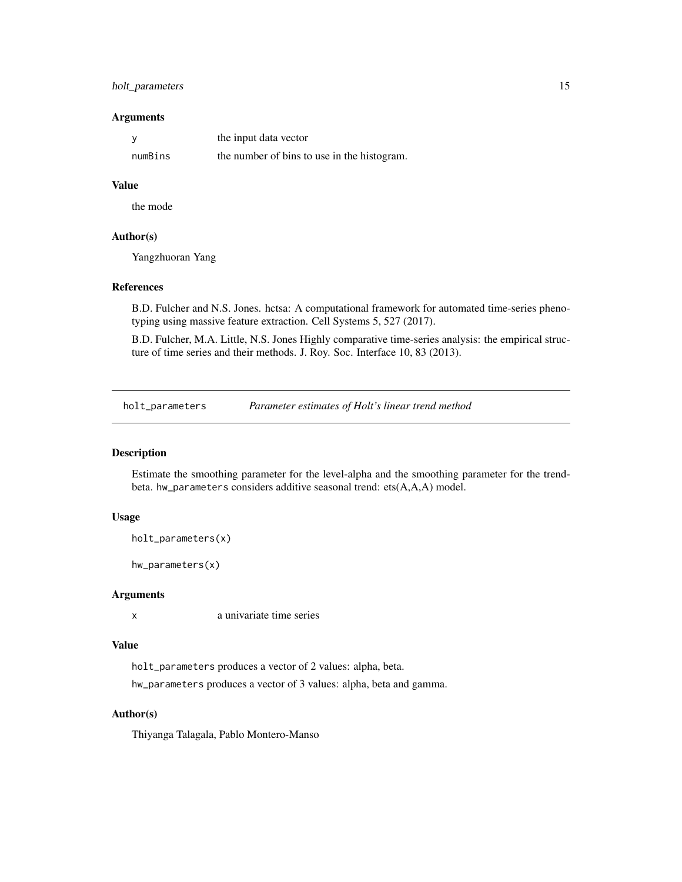### Arguments

| | |
|---|---|
| y | the input data vector |
| numBins | the number of bins to use in the histogram. |

### Value

the mode

### Author(s)

Yangzhuoran Yang

### References

B.D. Fulcher and N.S. Jones. hctsa: A computational framework for automated time-series phenotyping using massive feature extraction. Cell Systems 5, 527 (2017).

B.D. Fulcher, M.A. Little, N.S. Jones Highly comparative time-series analysis: the empirical structure of time series and their methods. J. Roy. Soc. Interface 10, 83 (2013).

---

## holt_parameters — *Parameter estimates of Holt's linear trend method*

---

### Description

Estimate the smoothing parameter for the level-alpha and the smoothing parameter for the trend-beta. `hw_parameters` considers additive seasonal trend: ets(A,A,A) model.

### Usage

```
holt_parameters(x)

hw_parameters(x)
```

### Arguments

| | |
|---|---|
| x | a univariate time series |

### Value

`holt_parameters` produces a vector of 2 values: alpha, beta.

`hw_parameters` produces a vector of 3 values: alpha, beta and gamma.

### Author(s)

Thiyanga Talagala, Pablo Montero-Manso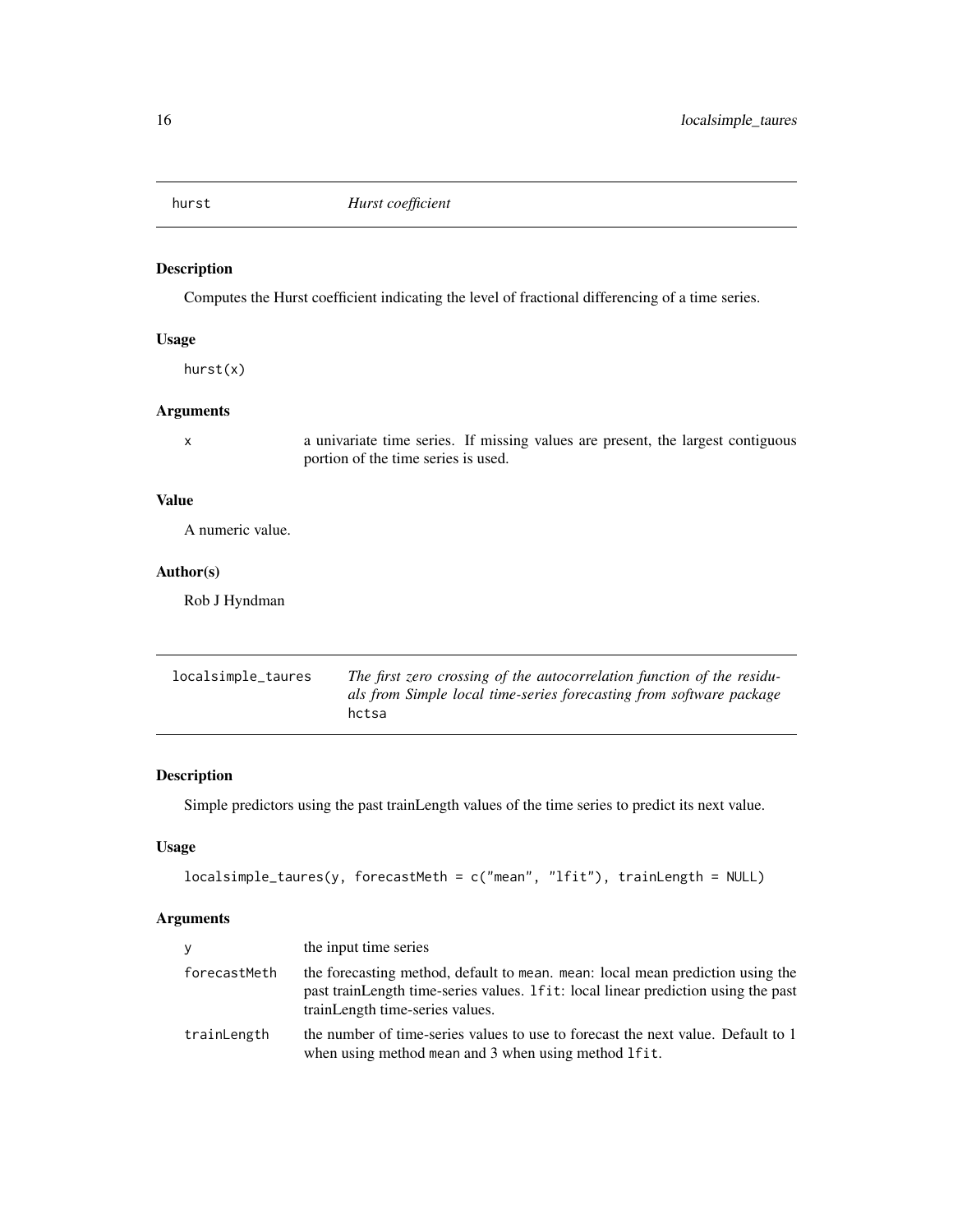## hurst *Hurst coefficient*

### Description

Computes the Hurst coefficient indicating the level of fractional differencing of a time series.

### Usage

```
hurst(x)
```

### Arguments

| | |
|---|---|
| x | a univariate time series. If missing values are present, the largest contiguous portion of the time series is used. |

### Value

A numeric value.

### Author(s)

Rob J Hyndman

## localsimple_taures *The first zero crossing of the autocorrelation function of the residuals from Simple local time-series forecasting from software package* hctsa

### Description

Simple predictors using the past trainLength values of the time series to predict its next value.

### Usage

```
localsimple_taures(y, forecastMeth = c("mean", "lfit"), trainLength = NULL)
```

### Arguments

| | |
|---|---|
| y | the input time series |
| forecastMeth | the forecasting method, default to mean. mean: local mean prediction using the past trainLength time-series values. lfit: local linear prediction using the past trainLength time-series values. |
| trainLength | the number of time-series values to use to forecast the next value. Default to 1 when using method mean and 3 when using method lfit. |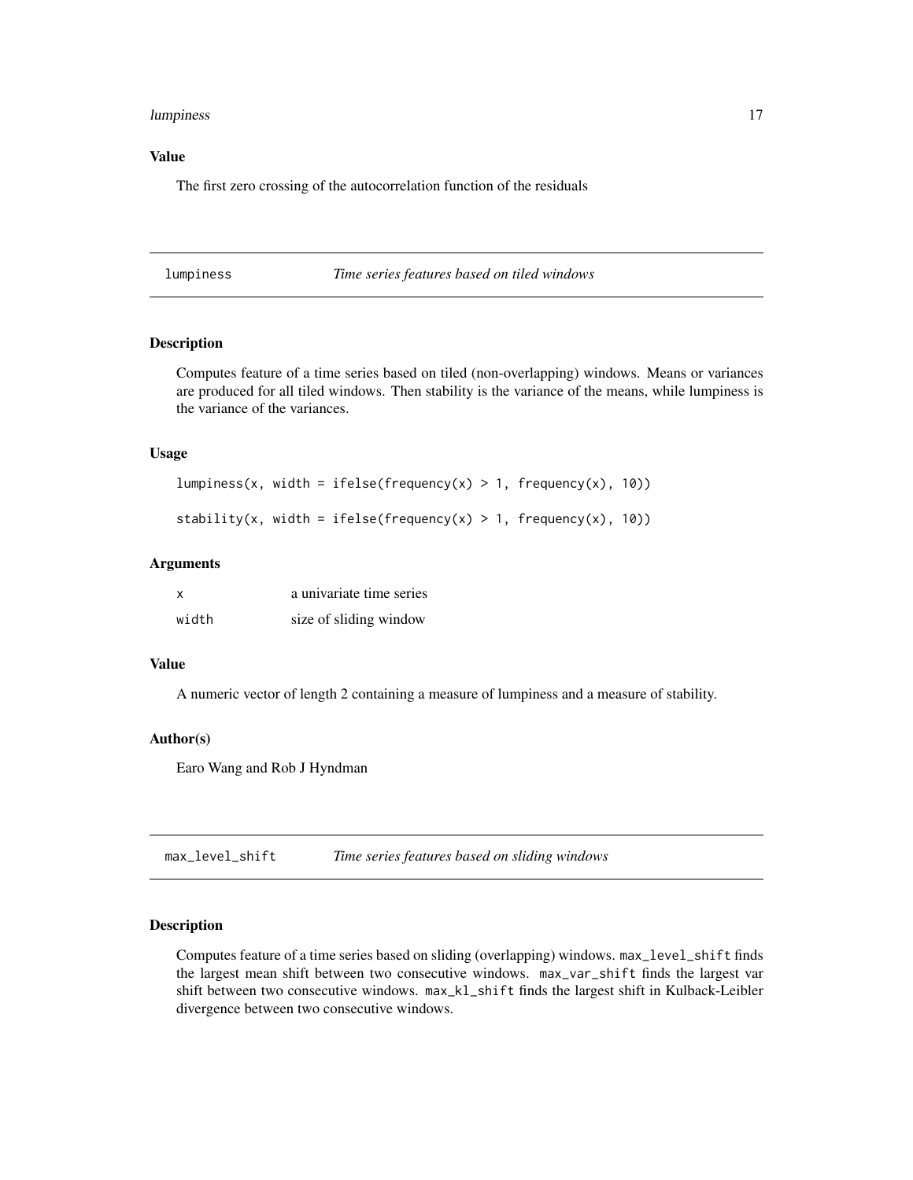### Value

The first zero crossing of the autocorrelation function of the residuals

---

## lumpiness *Time series features based on tiled windows*

### Description

Computes feature of a time series based on tiled (non-overlapping) windows. Means or variances are produced for all tiled windows. Then stability is the variance of the means, while lumpiness is the variance of the variances.

### Usage

```
lumpiness(x, width = ifelse(frequency(x) > 1, frequency(x), 10))

stability(x, width = ifelse(frequency(x) > 1, frequency(x), 10))
```

### Arguments

| | |
|---|---|
| x | a univariate time series |
| width | size of sliding window |

### Value

A numeric vector of length 2 containing a measure of lumpiness and a measure of stability.

### Author(s)

Earo Wang and Rob J Hyndman

---

## max_level_shift *Time series features based on sliding windows*

### Description

Computes feature of a time series based on sliding (overlapping) windows. `max_level_shift` finds the largest mean shift between two consecutive windows. `max_var_shift` finds the largest var shift between two consecutive windows. `max_kl_shift` finds the largest shift in Kulback-Leibler divergence between two consecutive windows.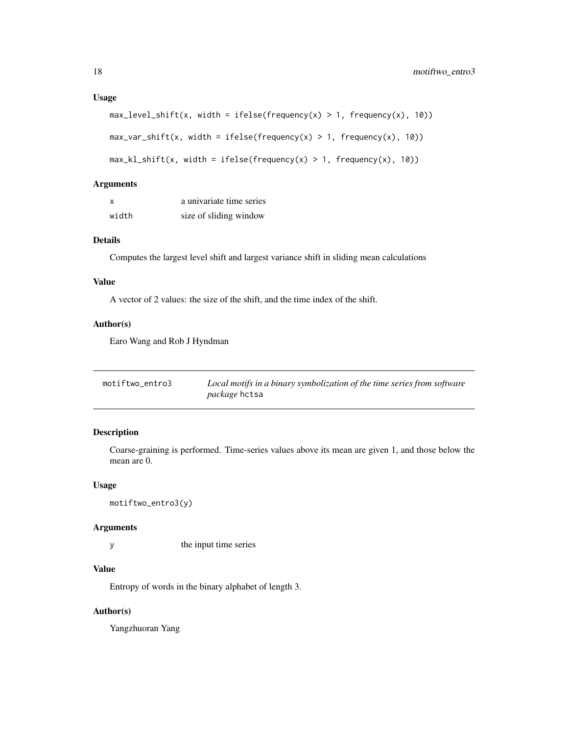### Usage

```
max_level_shift(x, width = ifelse(frequency(x) > 1, frequency(x), 10))

max_var_shift(x, width = ifelse(frequency(x) > 1, frequency(x), 10))

max_kl_shift(x, width = ifelse(frequency(x) > 1, frequency(x), 10))
```

### Arguments

| | |
|---|---|
| x | a univariate time series |
| width | size of sliding window |

### Details

Computes the largest level shift and largest variance shift in sliding mean calculations

### Value

A vector of 2 values: the size of the shift, and the time index of the shift.

### Author(s)

Earo Wang and Rob J Hyndman

---

## motiftwo_entro3 — *Local motifs in a binary symbolization of the time series from software package* hctsa

---

### Description

Coarse-graining is performed. Time-series values above its mean are given 1, and those below the mean are 0.

### Usage

```
motiftwo_entro3(y)
```

### Arguments

| | |
|---|---|
| y | the input time series |

### Value

Entropy of words in the binary alphabet of length 3.

### Author(s)

Yangzhuoran Yang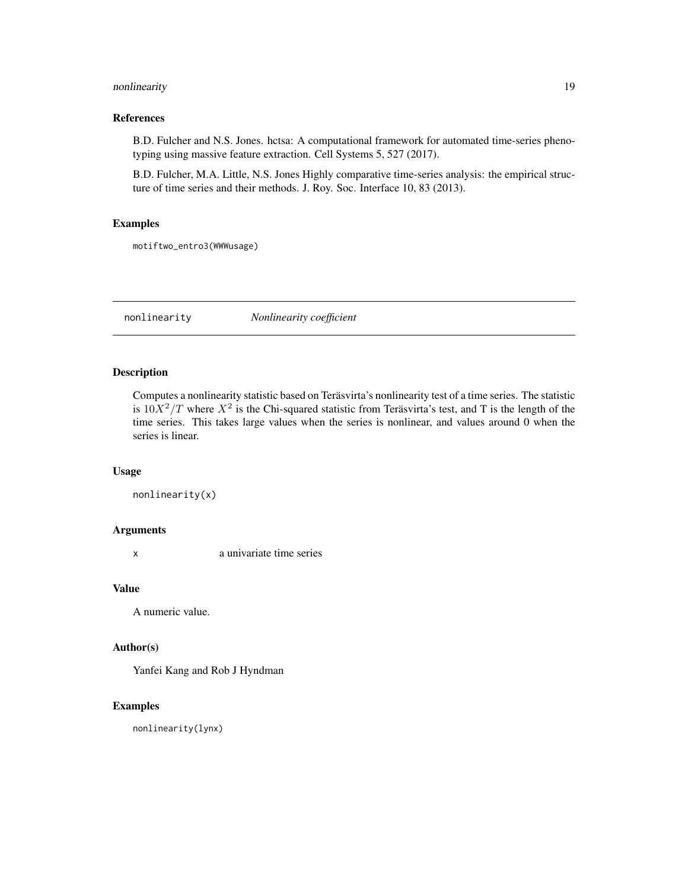### References

B.D. Fulcher and N.S. Jones. hctsa: A computational framework for automated time-series phenotyping using massive feature extraction. Cell Systems 5, 527 (2017).

B.D. Fulcher, M.A. Little, N.S. Jones Highly comparative time-series analysis: the empirical structure of time series and their methods. J. Roy. Soc. Interface 10, 83 (2013).

### Examples

```
motiftwo_entro3(WWWusage)
```

---

## nonlinearity *Nonlinearity coefficient*

### Description

Computes a nonlinearity statistic based on Teräsvirta's nonlinearity test of a time series. The statistic is $10X^2/T$ where $X^2$ is the Chi-squared statistic from Teräsvirta's test, and T is the length of the time series. This takes large values when the series is nonlinear, and values around 0 when the series is linear.

### Usage

```
nonlinearity(x)
```

### Arguments

x    a univariate time series

### Value

A numeric value.

### Author(s)

Yanfei Kang and Rob J Hyndman

### Examples

```
nonlinearity(lynx)
```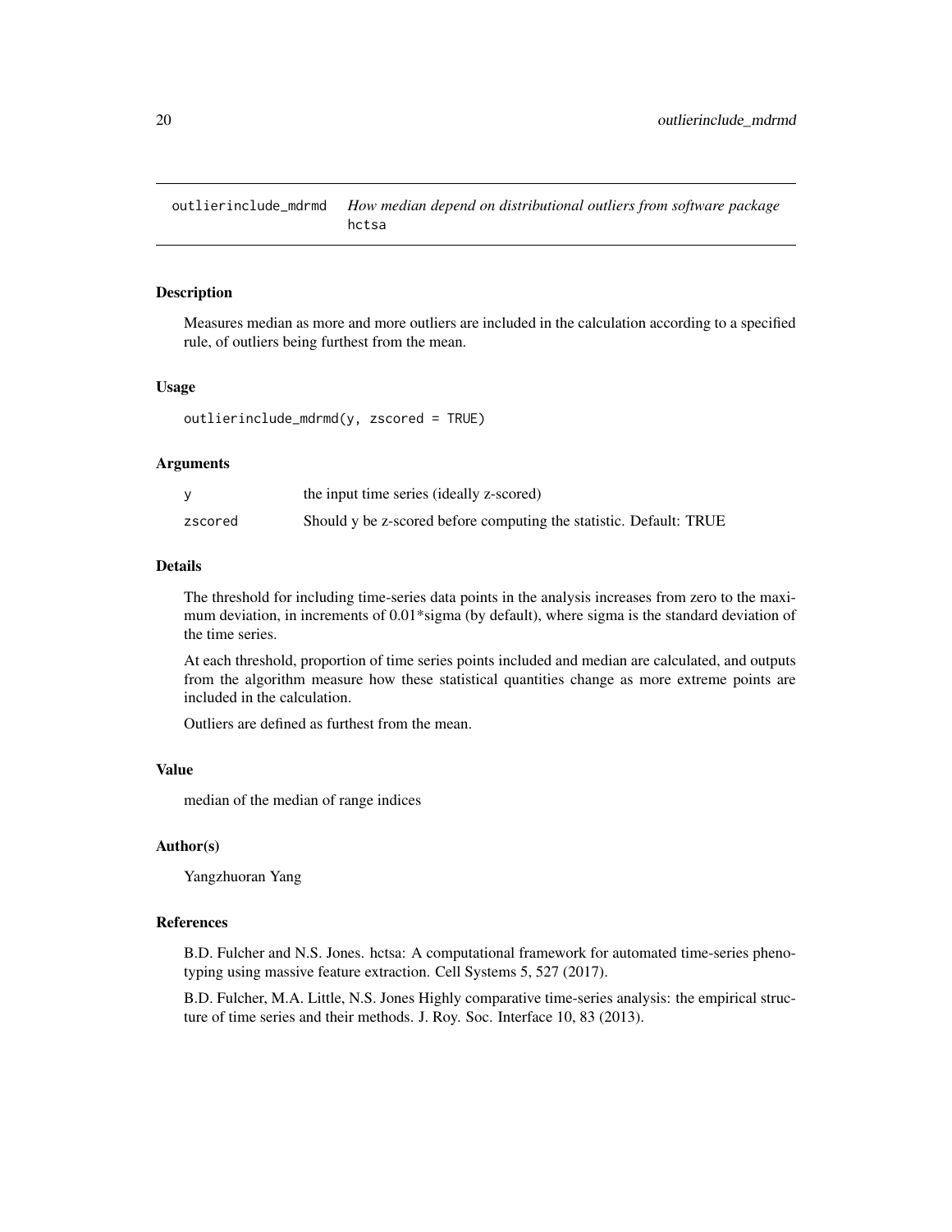## outlierinclude_mdrmd — *How median depend on distributional outliers from software package* hctsa

### Description

Measures median as more and more outliers are included in the calculation according to a specified rule, of outliers being furthest from the mean.

### Usage

```
outlierinclude_mdrmd(y, zscored = TRUE)
```

### Arguments

| | |
|---|---|
| y | the input time series (ideally z-scored) |
| zscored | Should y be z-scored before computing the statistic. Default: TRUE |

### Details

The threshold for including time-series data points in the analysis increases from zero to the maximum deviation, in increments of 0.01*sigma (by default), where sigma is the standard deviation of the time series.

At each threshold, proportion of time series points included and median are calculated, and outputs from the algorithm measure how these statistical quantities change as more extreme points are included in the calculation.

Outliers are defined as furthest from the mean.

### Value

median of the median of range indices

### Author(s)

Yangzhuoran Yang

### References

B.D. Fulcher and N.S. Jones. hctsa: A computational framework for automated time-series phenotyping using massive feature extraction. Cell Systems 5, 527 (2017).

B.D. Fulcher, M.A. Little, N.S. Jones Highly comparative time-series analysis: the empirical structure of time series and their methods. J. Roy. Soc. Interface 10, 83 (2013).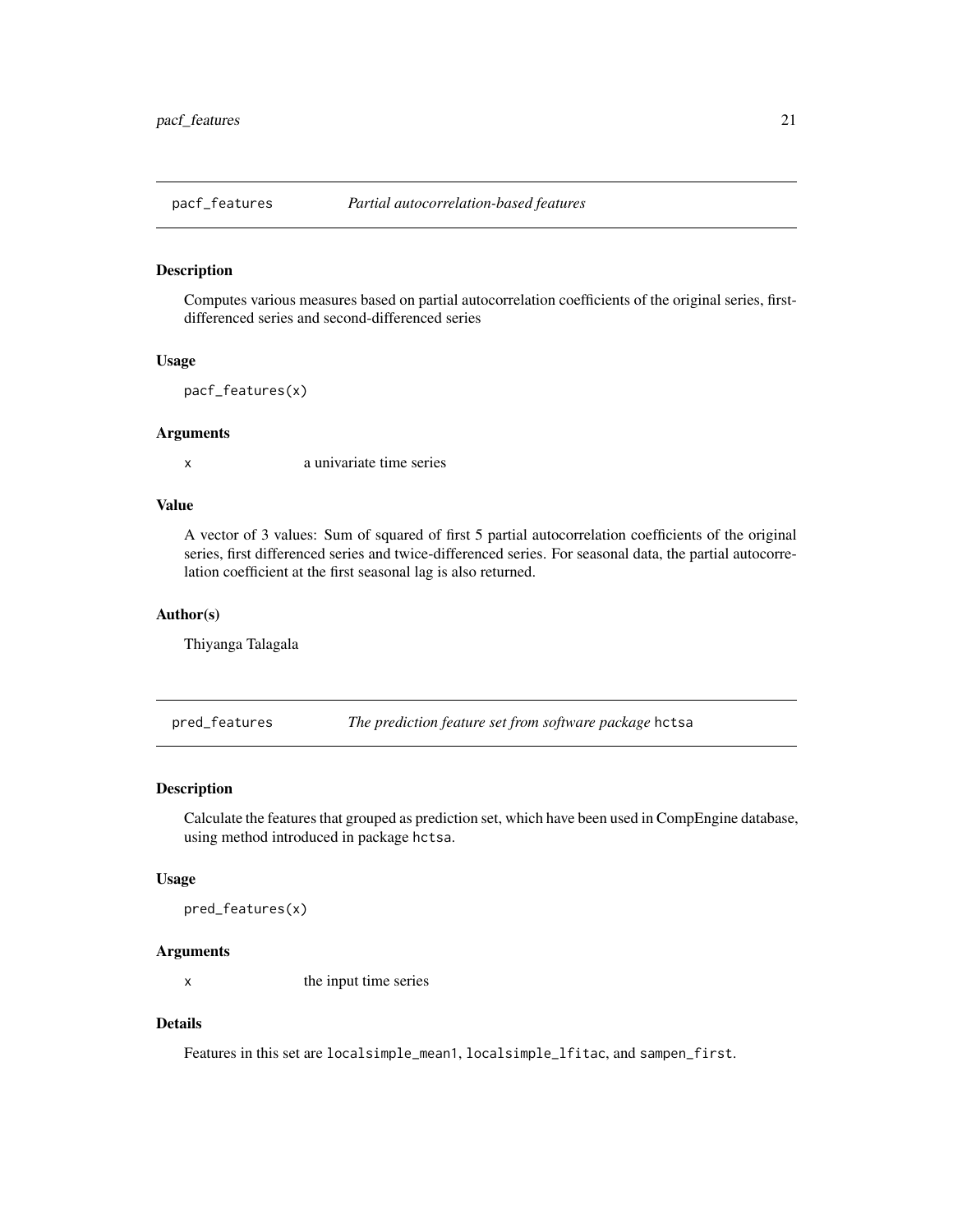## pacf_features — *Partial autocorrelation-based features*

### Description

Computes various measures based on partial autocorrelation coefficients of the original series, first-differenced series and second-differenced series

### Usage

```
pacf_features(x)
```

### Arguments

| | |
|---|---|
| `x` | a univariate time series |

### Value

A vector of 3 values: Sum of squared of first 5 partial autocorrelation coefficients of the original series, first differenced series and twice-differenced series. For seasonal data, the partial autocorrelation coefficient at the first seasonal lag is also returned.

### Author(s)

Thiyanga Talagala

## pred_features — *The prediction feature set from software package* `hctsa`

### Description

Calculate the features that grouped as prediction set, which have been used in CompEngine database, using method introduced in package `hctsa`.

### Usage

```
pred_features(x)
```

### Arguments

| | |
|---|---|
| `x` | the input time series |

### Details

Features in this set are `localsimple_mean1`, `localsimple_lfitac`, and `sampen_first`.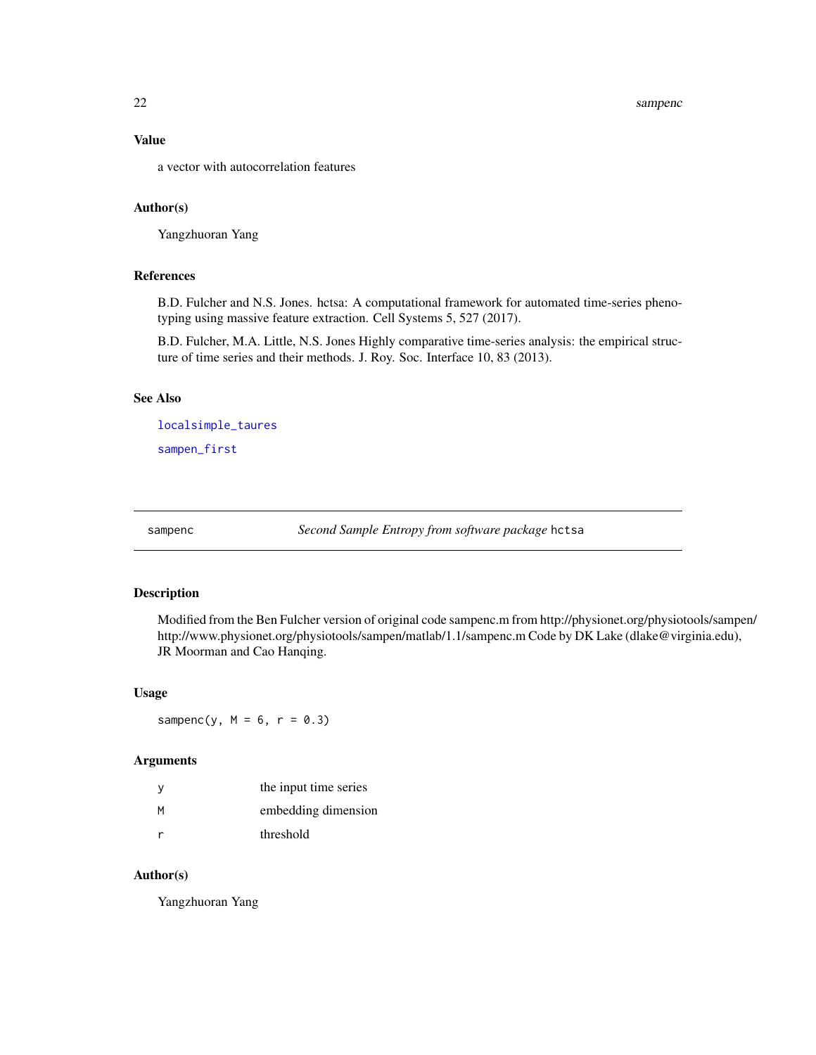## Value

a vector with autocorrelation features

## Author(s)

Yangzhuoran Yang

## References

B.D. Fulcher and N.S. Jones. hctsa: A computational framework for automated time-series phenotyping using massive feature extraction. Cell Systems 5, 527 (2017).

B.D. Fulcher, M.A. Little, N.S. Jones Highly comparative time-series analysis: the empirical structure of time series and their methods. J. Roy. Soc. Interface 10, 83 (2013).

## See Also

`localsimple_taures`

`sampen_first`

---

# sampenc — *Second Sample Entropy from software package* `hctsa`

---

## Description

Modified from the Ben Fulcher version of original code sampenc.m from http://physionet.org/physiotools/sampen/ http://www.physionet.org/physiotools/sampen/matlab/1.1/sampenc.m Code by DK Lake (dlake@virginia.edu), JR Moorman and Cao Hanqing.

## Usage

```
sampenc(y, M = 6, r = 0.3)
```

## Arguments

| | |
|---|---|
| y | the input time series |
| M | embedding dimension |
| r | threshold |

## Author(s)

Yangzhuoran Yang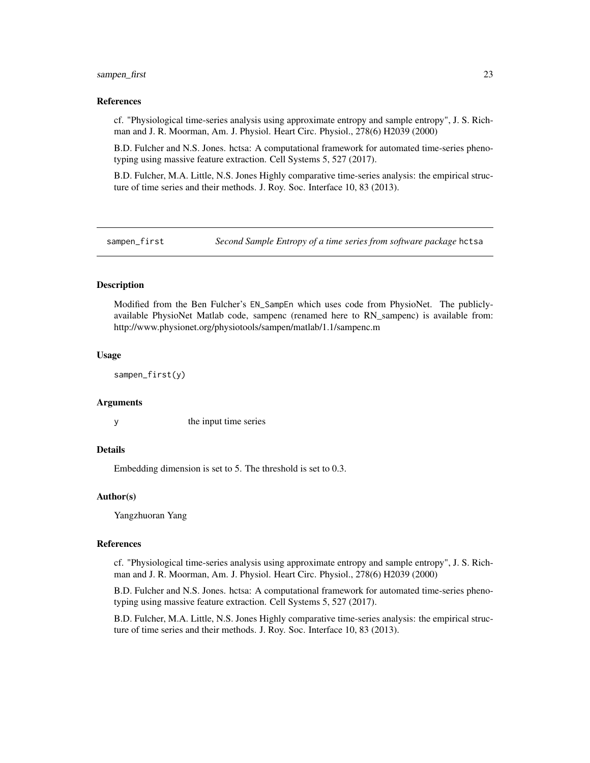### References

cf. "Physiological time-series analysis using approximate entropy and sample entropy", J. S. Richman and J. R. Moorman, Am. J. Physiol. Heart Circ. Physiol., 278(6) H2039 (2000)

B.D. Fulcher and N.S. Jones. hctsa: A computational framework for automated time-series phenotyping using massive feature extraction. Cell Systems 5, 527 (2017).

B.D. Fulcher, M.A. Little, N.S. Jones Highly comparative time-series analysis: the empirical structure of time series and their methods. J. Roy. Soc. Interface 10, 83 (2013).

---

## sampen_first — *Second Sample Entropy of a time series from software package* hctsa

### Description

Modified from the Ben Fulcher's `EN_SampEn` which uses code from PhysioNet. The publicly-available PhysioNet Matlab code, sampenc (renamed here to RN_sampenc) is available from: http://www.physionet.org/physiotools/sampen/matlab/1.1/sampenc.m

### Usage

```
sampen_first(y)
```

### Arguments

| | |
|---|---|
| y | the input time series |

### Details

Embedding dimension is set to 5. The threshold is set to 0.3.

### Author(s)

Yangzhuoran Yang

### References

cf. "Physiological time-series analysis using approximate entropy and sample entropy", J. S. Richman and J. R. Moorman, Am. J. Physiol. Heart Circ. Physiol., 278(6) H2039 (2000)

B.D. Fulcher and N.S. Jones. hctsa: A computational framework for automated time-series phenotyping using massive feature extraction. Cell Systems 5, 527 (2017).

B.D. Fulcher, M.A. Little, N.S. Jones Highly comparative time-series analysis: the empirical structure of time series and their methods. J. Roy. Soc. Interface 10, 83 (2013).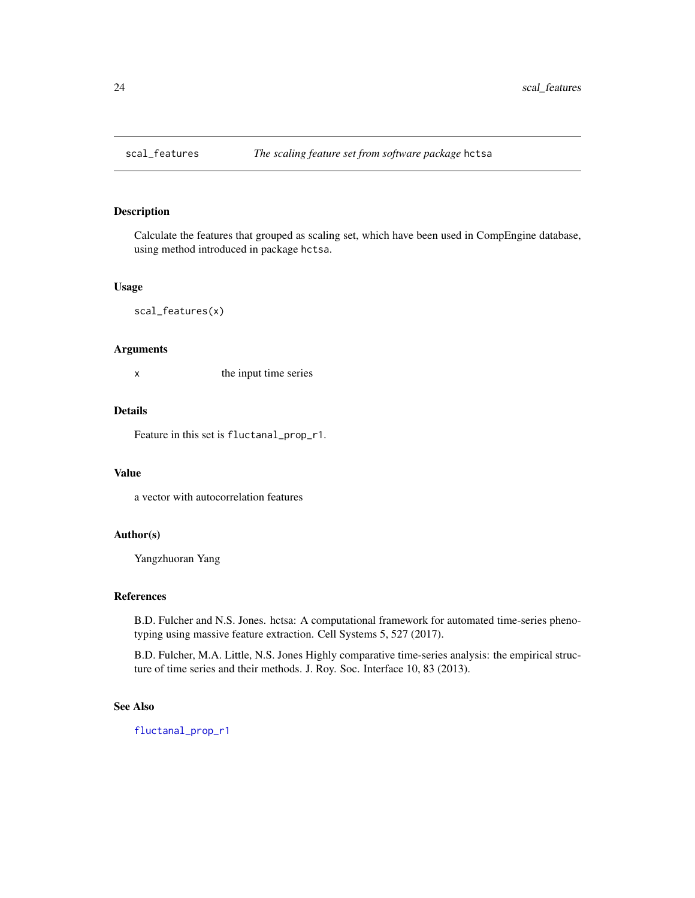# scal_features — *The scaling feature set from software package* hctsa

## Description

Calculate the features that grouped as scaling set, which have been used in CompEngine database, using method introduced in package hctsa.

## Usage

```
scal_features(x)
```

## Arguments

x    the input time series

## Details

Feature in this set is fluctanal_prop_r1.

## Value

a vector with autocorrelation features

## Author(s)

Yangzhuoran Yang

## References

B.D. Fulcher and N.S. Jones. hctsa: A computational framework for automated time-series phenotyping using massive feature extraction. Cell Systems 5, 527 (2017).

B.D. Fulcher, M.A. Little, N.S. Jones Highly comparative time-series analysis: the empirical structure of time series and their methods. J. Roy. Soc. Interface 10, 83 (2013).

## See Also

fluctanal_prop_r1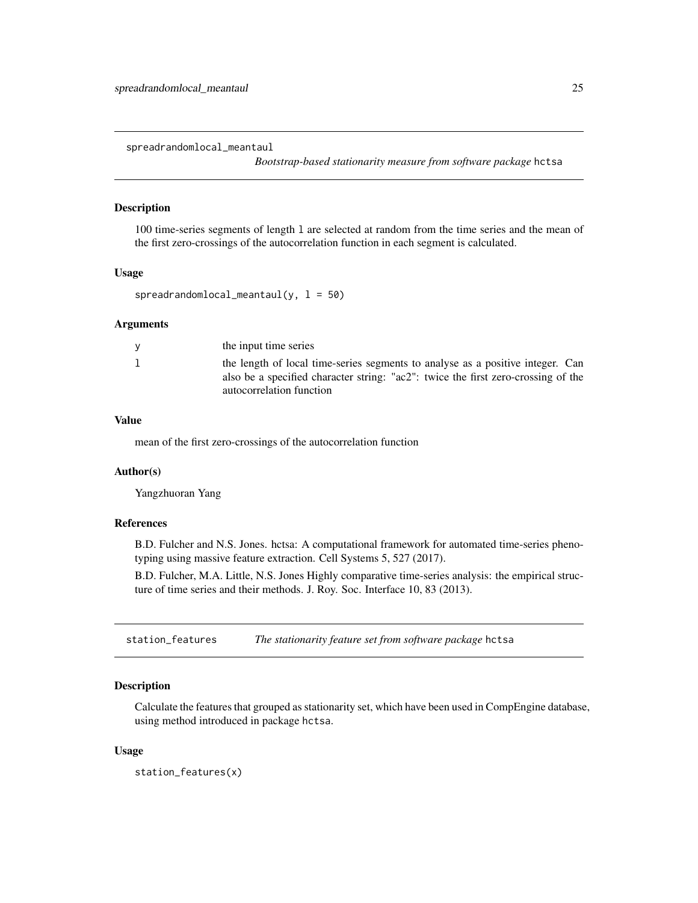## spreadrandomlocal_meantaul — *Bootstrap-based stationarity measure from software package* hctsa

### Description

100 time-series segments of length l are selected at random from the time series and the mean of the first zero-crossings of the autocorrelation function in each segment is calculated.

### Usage

```
spreadrandomlocal_meantaul(y, l = 50)
```

### Arguments

| | |
|---|---|
| y | the input time series |
| l | the length of local time-series segments to analyse as a positive integer. Can also be a specified character string: "ac2": twice the first zero-crossing of the autocorrelation function |

### Value

mean of the first zero-crossings of the autocorrelation function

### Author(s)

Yangzhuoran Yang

### References

B.D. Fulcher and N.S. Jones. hctsa: A computational framework for automated time-series phenotyping using massive feature extraction. Cell Systems 5, 527 (2017).

B.D. Fulcher, M.A. Little, N.S. Jones Highly comparative time-series analysis: the empirical structure of time series and their methods. J. Roy. Soc. Interface 10, 83 (2013).

## station_features — *The stationarity feature set from software package* hctsa

### Description

Calculate the features that grouped as stationarity set, which have been used in CompEngine database, using method introduced in package hctsa.

### Usage

```
station_features(x)
```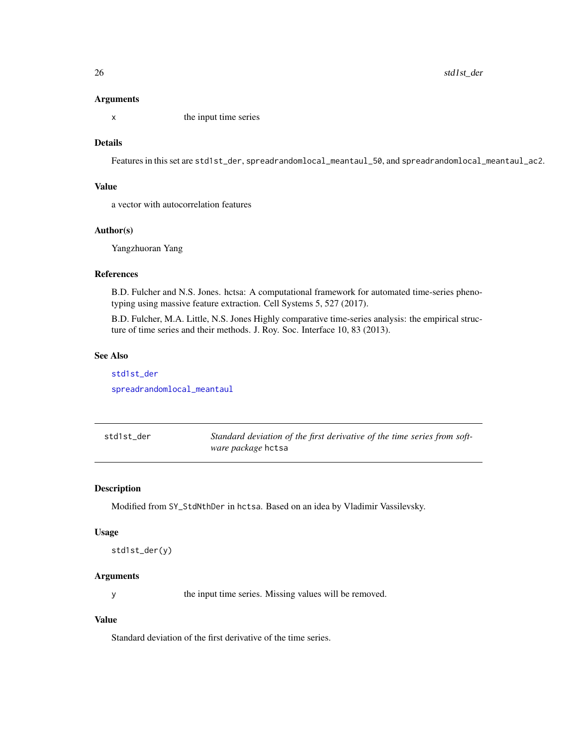### Arguments

x the input time series

### Details

Features in this set are `std1st_der`, `spreadrandomlocal_meantaul_50`, and `spreadrandomlocal_meantaul_ac2`.

### Value

a vector with autocorrelation features

### Author(s)

Yangzhuoran Yang

### References

B.D. Fulcher and N.S. Jones. hctsa: A computational framework for automated time-series phenotyping using massive feature extraction. Cell Systems 5, 527 (2017).

B.D. Fulcher, M.A. Little, N.S. Jones Highly comparative time-series analysis: the empirical structure of time series and their methods. J. Roy. Soc. Interface 10, 83 (2013).

### See Also

`std1st_der`

`spreadrandomlocal_meantaul`

---

## std1st_der — *Standard deviation of the first derivative of the time series from software package* `hctsa`

---

### Description

Modified from `SY_StdNthDer` in `hctsa`. Based on an idea by Vladimir Vassilevsky.

### Usage

```
std1st_der(y)
```

### Arguments

y the input time series. Missing values will be removed.

### Value

Standard deviation of the first derivative of the time series.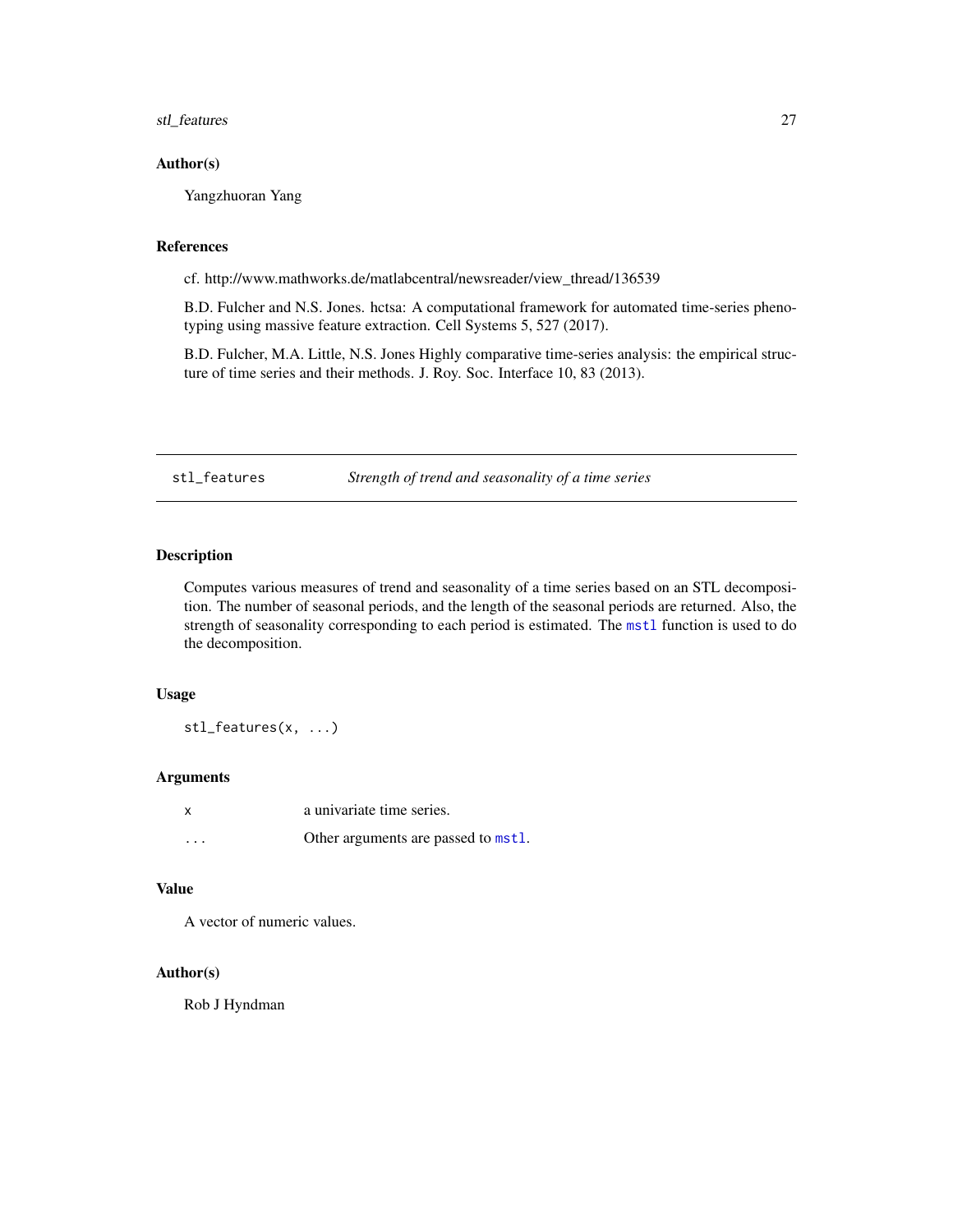### Author(s)

Yangzhuoran Yang

### References

cf. http://www.mathworks.de/matlabcentral/newsreader/view_thread/136539

B.D. Fulcher and N.S. Jones. hctsa: A computational framework for automated time-series phenotyping using massive feature extraction. Cell Systems 5, 527 (2017).

B.D. Fulcher, M.A. Little, N.S. Jones Highly comparative time-series analysis: the empirical structure of time series and their methods. J. Roy. Soc. Interface 10, 83 (2013).

---

## stl_features — *Strength of trend and seasonality of a time series*

### Description

Computes various measures of trend and seasonality of a time series based on an STL decomposition. The number of seasonal periods, and the length of the seasonal periods are returned. Also, the strength of seasonality corresponding to each period is estimated. The `mstl` function is used to do the decomposition.

### Usage

```
stl_features(x, ...)
```

### Arguments

| | |
|---|---|
| x | a univariate time series. |
| ... | Other arguments are passed to `mstl`. |

### Value

A vector of numeric values.

### Author(s)

Rob J Hyndman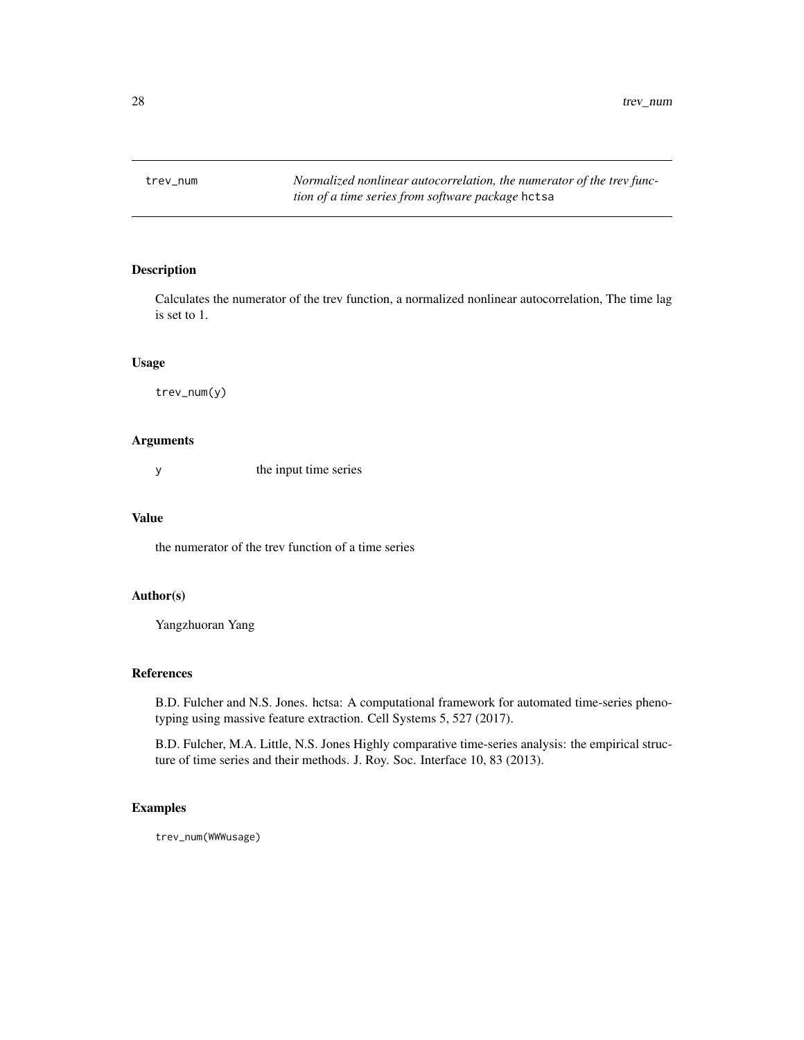## trev_num

*Normalized nonlinear autocorrelation, the numerator of the trev function of a time series from software package* hctsa

### Description

Calculates the numerator of the trev function, a normalized nonlinear autocorrelation, The time lag is set to 1.

### Usage

```
trev_num(y)
```

### Arguments

| | |
|---|---|
| y | the input time series |

### Value

the numerator of the trev function of a time series

### Author(s)

Yangzhuoran Yang

### References

B.D. Fulcher and N.S. Jones. hctsa: A computational framework for automated time-series phenotyping using massive feature extraction. Cell Systems 5, 527 (2017).

B.D. Fulcher, M.A. Little, N.S. Jones Highly comparative time-series analysis: the empirical structure of time series and their methods. J. Roy. Soc. Interface 10, 83 (2013).

### Examples

```
trev_num(WWWusage)
```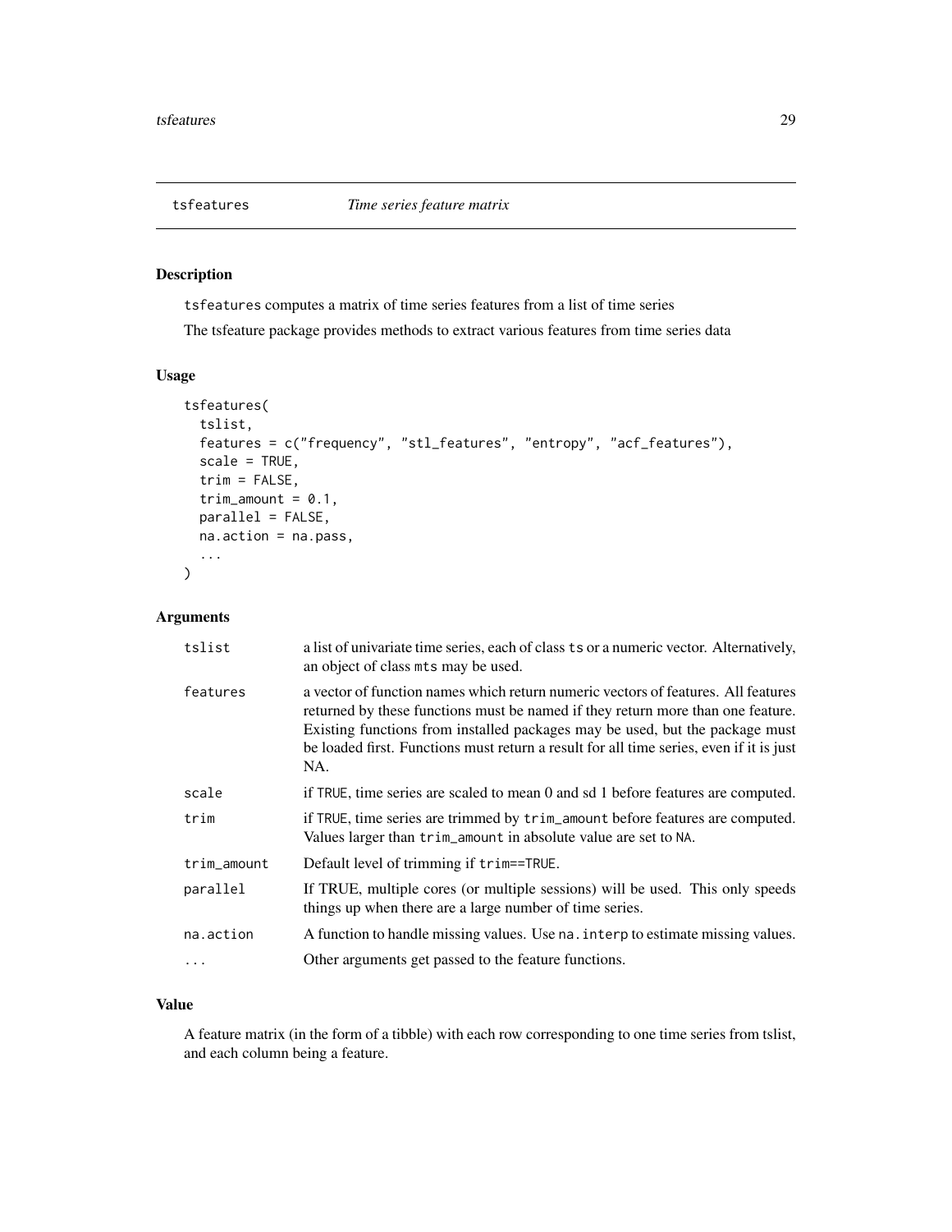## tsfeatures *Time series feature matrix*

### Description

tsfeatures computes a matrix of time series features from a list of time series

The tsfeature package provides methods to extract various features from time series data

### Usage

```
tsfeatures(
  tslist,
  features = c("frequency", "stl_features", "entropy", "acf_features"),
  scale = TRUE,
  trim = FALSE,
  trim_amount = 0.1,
  parallel = FALSE,
  na.action = na.pass,
  ...
)
```

### Arguments

| | |
|---|---|
| tslist | a list of univariate time series, each of class ts or a numeric vector. Alternatively, an object of class mts may be used. |
| features | a vector of function names which return numeric vectors of features. All features returned by these functions must be named if they return more than one feature. Existing functions from installed packages may be used, but the package must be loaded first. Functions must return a result for all time series, even if it is just NA. |
| scale | if TRUE, time series are scaled to mean 0 and sd 1 before features are computed. |
| trim | if TRUE, time series are trimmed by trim_amount before features are computed. Values larger than trim_amount in absolute value are set to NA. |
| trim_amount | Default level of trimming if trim==TRUE. |
| parallel | If TRUE, multiple cores (or multiple sessions) will be used. This only speeds things up when there are a large number of time series. |
| na.action | A function to handle missing values. Use na.interp to estimate missing values. |
| ... | Other arguments get passed to the feature functions. |

### Value

A feature matrix (in the form of a tibble) with each row corresponding to one time series from tslist, and each column being a feature.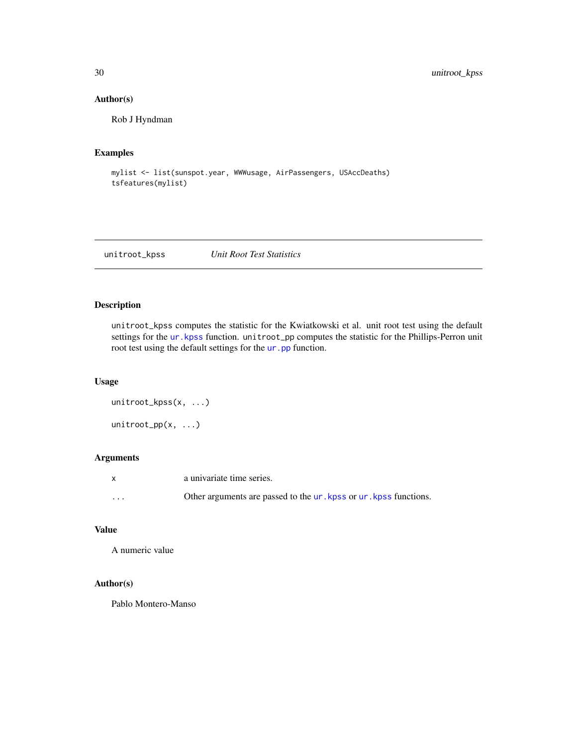### Author(s)

Rob J Hyndman

### Examples

```
mylist <- list(sunspot.year, WWWusage, AirPassengers, USAccDeaths)
tsfeatures(mylist)
```

---

## unitroot_kpss *Unit Root Test Statistics*

---

### Description

`unitroot_kpss` computes the statistic for the Kwiatkowski et al. unit root test using the default settings for the `ur.kpss` function. `unitroot_pp` computes the statistic for the Phillips-Perron unit root test using the default settings for the `ur.pp` function.

### Usage

```
unitroot_kpss(x, ...)

unitroot_pp(x, ...)
```

### Arguments

| | |
|---|---|
| `x` | a univariate time series. |
| `...` | Other arguments are passed to the `ur.kpss` or `ur.kpss` functions. |

### Value

A numeric value

### Author(s)

Pablo Montero-Manso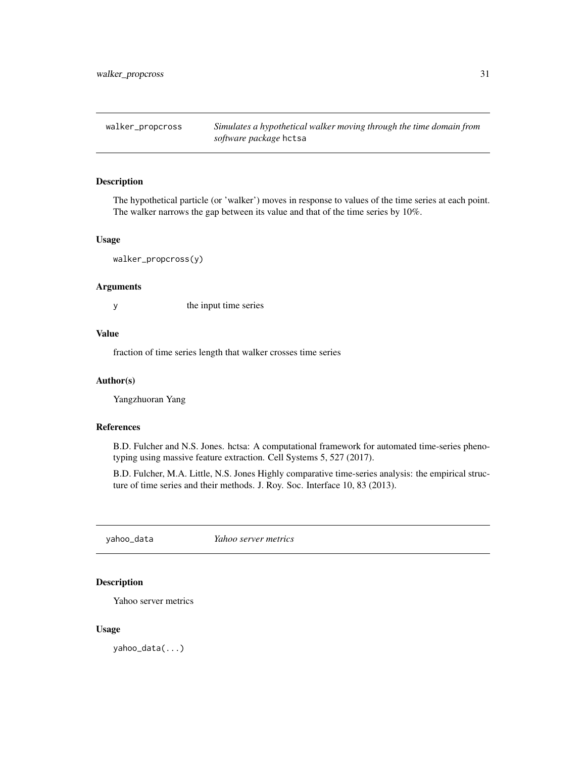## walker_propcross — *Simulates a hypothetical walker moving through the time domain from software package* hctsa

### Description

The hypothetical particle (or 'walker') moves in response to values of the time series at each point. The walker narrows the gap between its value and that of the time series by 10%.

### Usage

```
walker_propcross(y)
```

### Arguments

| | |
|---|---|
| y | the input time series |

### Value

fraction of time series length that walker crosses time series

### Author(s)

Yangzhuoran Yang

### References

B.D. Fulcher and N.S. Jones. hctsa: A computational framework for automated time-series phenotyping using massive feature extraction. Cell Systems 5, 527 (2017).

B.D. Fulcher, M.A. Little, N.S. Jones Highly comparative time-series analysis: the empirical structure of time series and their methods. J. Roy. Soc. Interface 10, 83 (2013).

## yahoo_data — *Yahoo server metrics*

### Description

Yahoo server metrics

### Usage

```
yahoo_data(...)
```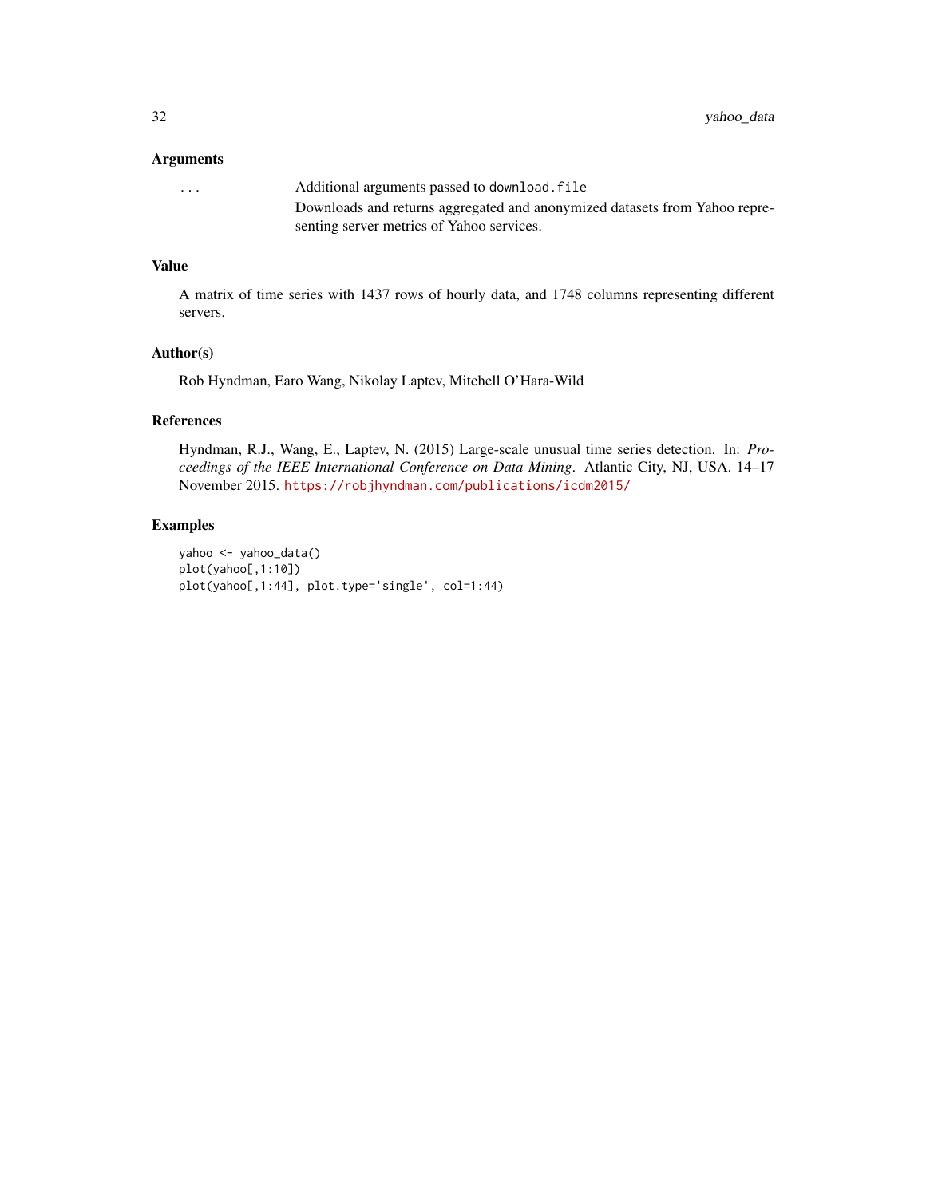## Arguments

... Additional arguments passed to `download.file`

Downloads and returns aggregated and anonymized datasets from Yahoo representing server metrics of Yahoo services.

## Value

A matrix of time series with 1437 rows of hourly data, and 1748 columns representing different servers.

## Author(s)

Rob Hyndman, Earo Wang, Nikolay Laptev, Mitchell O'Hara-Wild

## References

Hyndman, R.J., Wang, E., Laptev, N. (2015) Large-scale unusual time series detection. In: *Proceedings of the IEEE International Conference on Data Mining*. Atlantic City, NJ, USA. 14–17 November 2015. https://robjhyndman.com/publications/icdm2015/

## Examples

```
yahoo <- yahoo_data()
plot(yahoo[,1:10])
plot(yahoo[,1:44], plot.type='single', col=1:44)
```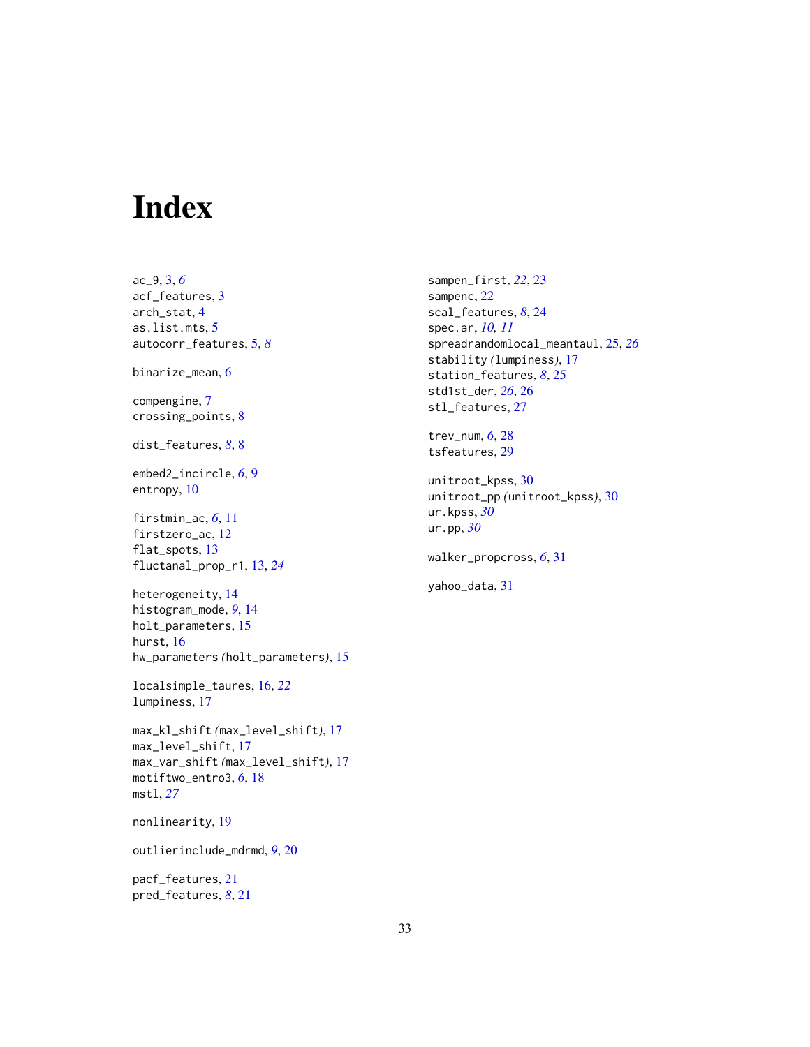# Index

ac_9, 3, *6*
acf_features, 3
arch_stat, 4
as.list.mts, 5
autocorr_features, 5, *8*

binarize_mean, 6

compengine, 7
crossing_points, 8

dist_features, *8*, 8

embed2_incircle, *6*, 9
entropy, 10

firstmin_ac, *6*, 11
firstzero_ac, 12
flat_spots, 13
fluctanal_prop_r1, 13, *24*

heterogeneity, 14
histogram_mode, *9*, 14
holt_parameters, 15
hurst, 16
hw_parameters *(*holt_parameters*)*, 15

localsimple_taures, 16, *22*
lumpiness, 17

max_kl_shift *(*max_level_shift*)*, 17
max_level_shift, 17
max_var_shift *(*max_level_shift*)*, 17
motiftwo_entro3, *6*, 18
mstl, *27*

nonlinearity, 19

outlierinclude_mdrmd, *9*, 20

pacf_features, 21
pred_features, *8*, 21

sampen_first, *22*, 23
sampenc, 22
scal_features, *8*, 24
spec.ar, *10, 11*
spreadrandomlocal_meantaul, 25, *26*
stability *(*lumpiness*)*, 17
station_features, *8*, 25
std1st_der, *26*, 26
stl_features, 27

trev_num, *6*, 28
tsfeatures, 29

unitroot_kpss, 30
unitroot_pp *(*unitroot_kpss*)*, 30
ur.kpss, *30*
ur.pp, *30*

walker_propcross, *6*, 31

yahoo_data, 31